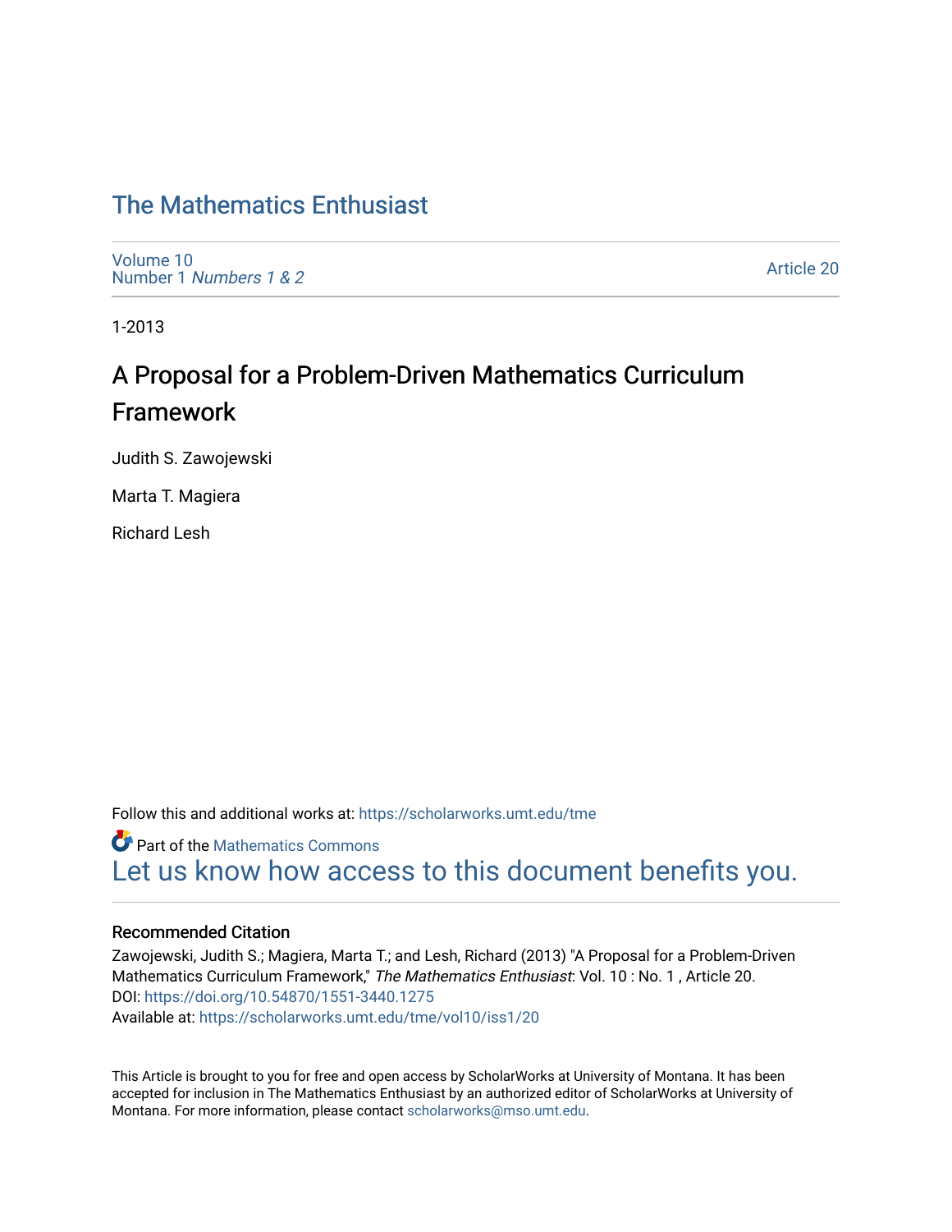# The Mathematics Enthusiast

Volume 10
Number 1 *Numbers 1 & 2*

Article 20

1-2013

## A Proposal for a Problem-Driven Mathematics Curriculum Framework

Judith S. Zawojewski

Marta T. Magiera

Richard Lesh

Follow this and additional works at: https://scholarworks.umt.edu/tme

Part of the Mathematics Commons

Let us know how access to this document benefits you.

### Recommended Citation

Zawojewski, Judith S.; Magiera, Marta T.; and Lesh, Richard (2013) "A Proposal for a Problem-Driven Mathematics Curriculum Framework," *The Mathematics Enthusiast*: Vol. 10 : No. 1 , Article 20.
DOI: https://doi.org/10.54870/1551-3440.1275
Available at: https://scholarworks.umt.edu/tme/vol10/iss1/20

This Article is brought to you for free and open access by ScholarWorks at University of Montana. It has been accepted for inclusion in The Mathematics Enthusiast by an authorized editor of ScholarWorks at University of Montana. For more information, please contact scholarworks@mso.umt.edu.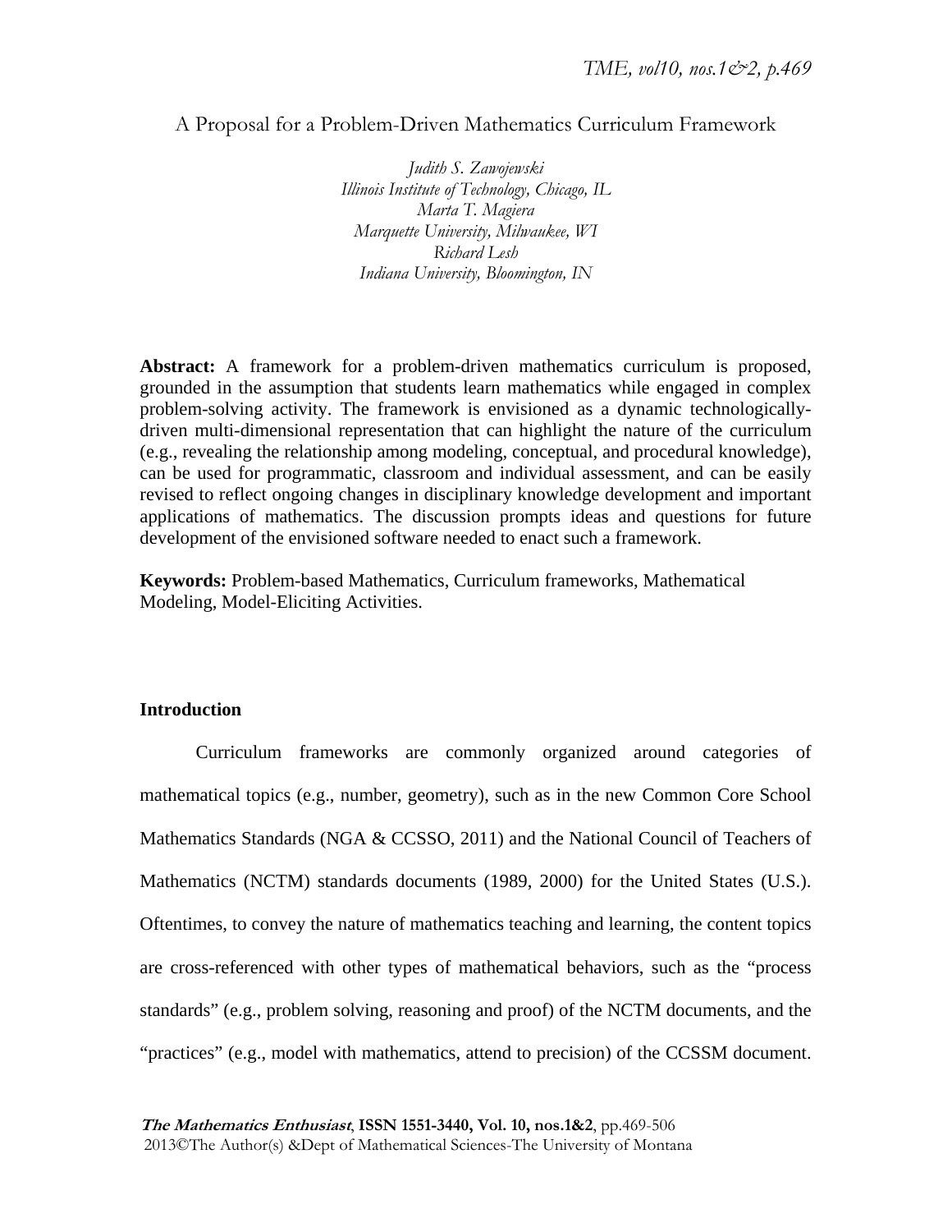# A Proposal for a Problem-Driven Mathematics Curriculum Framework

*Judith S. Zawojewski*
*Illinois Institute of Technology, Chicago, IL*
*Marta T. Magiera*
*Marquette University, Milwaukee, WI*
*Richard Lesh*
*Indiana University, Bloomington, IN*

**Abstract:** A framework for a problem-driven mathematics curriculum is proposed, grounded in the assumption that students learn mathematics while engaged in complex problem-solving activity. The framework is envisioned as a dynamic technologically-driven multi-dimensional representation that can highlight the nature of the curriculum (e.g., revealing the relationship among modeling, conceptual, and procedural knowledge), can be used for programmatic, classroom and individual assessment, and can be easily revised to reflect ongoing changes in disciplinary knowledge development and important applications of mathematics. The discussion prompts ideas and questions for future development of the envisioned software needed to enact such a framework.

**Keywords:** Problem-based Mathematics, Curriculum frameworks, Mathematical Modeling, Model-Eliciting Activities.

## Introduction

Curriculum frameworks are commonly organized around categories of mathematical topics (e.g., number, geometry), such as in the new Common Core School Mathematics Standards (NGA & CCSSO, 2011) and the National Council of Teachers of Mathematics (NCTM) standards documents (1989, 2000) for the United States (U.S.). Oftentimes, to convey the nature of mathematics teaching and learning, the content topics are cross-referenced with other types of mathematical behaviors, such as the "process standards" (e.g., problem solving, reasoning and proof) of the NCTM documents, and the "practices" (e.g., model with mathematics, attend to precision) of the CCSSM document.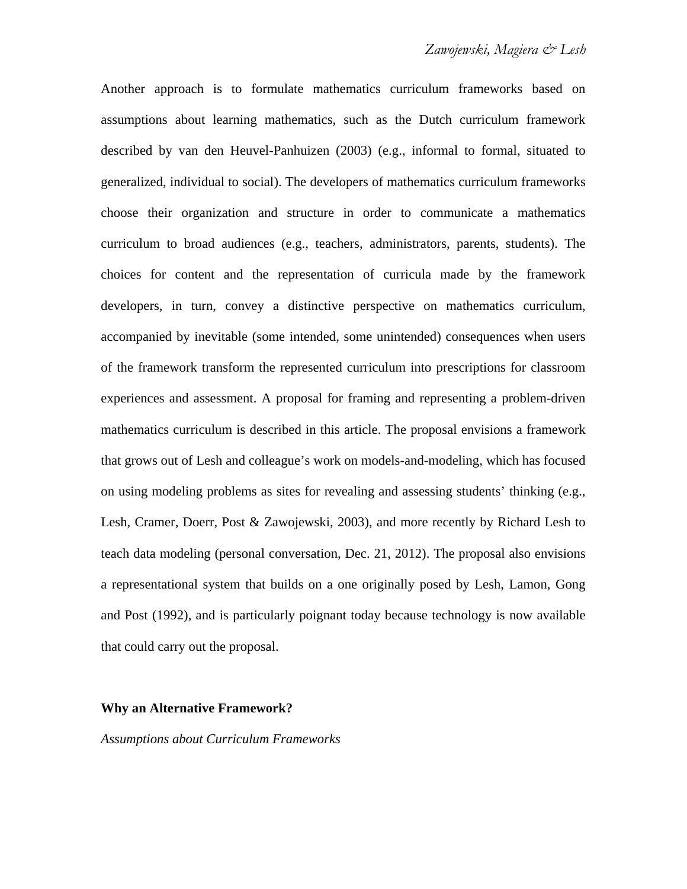Another approach is to formulate mathematics curriculum frameworks based on assumptions about learning mathematics, such as the Dutch curriculum framework described by van den Heuvel-Panhuizen (2003) (e.g., informal to formal, situated to generalized, individual to social). The developers of mathematics curriculum frameworks choose their organization and structure in order to communicate a mathematics curriculum to broad audiences (e.g., teachers, administrators, parents, students). The choices for content and the representation of curricula made by the framework developers, in turn, convey a distinctive perspective on mathematics curriculum, accompanied by inevitable (some intended, some unintended) consequences when users of the framework transform the represented curriculum into prescriptions for classroom experiences and assessment. A proposal for framing and representing a problem-driven mathematics curriculum is described in this article. The proposal envisions a framework that grows out of Lesh and colleague's work on models-and-modeling, which has focused on using modeling problems as sites for revealing and assessing students' thinking (e.g., Lesh, Cramer, Doerr, Post & Zawojewski, 2003), and more recently by Richard Lesh to teach data modeling (personal conversation, Dec. 21, 2012). The proposal also envisions a representational system that builds on a one originally posed by Lesh, Lamon, Gong and Post (1992), and is particularly poignant today because technology is now available that could carry out the proposal.

## Why an Alternative Framework?

### *Assumptions about Curriculum Frameworks*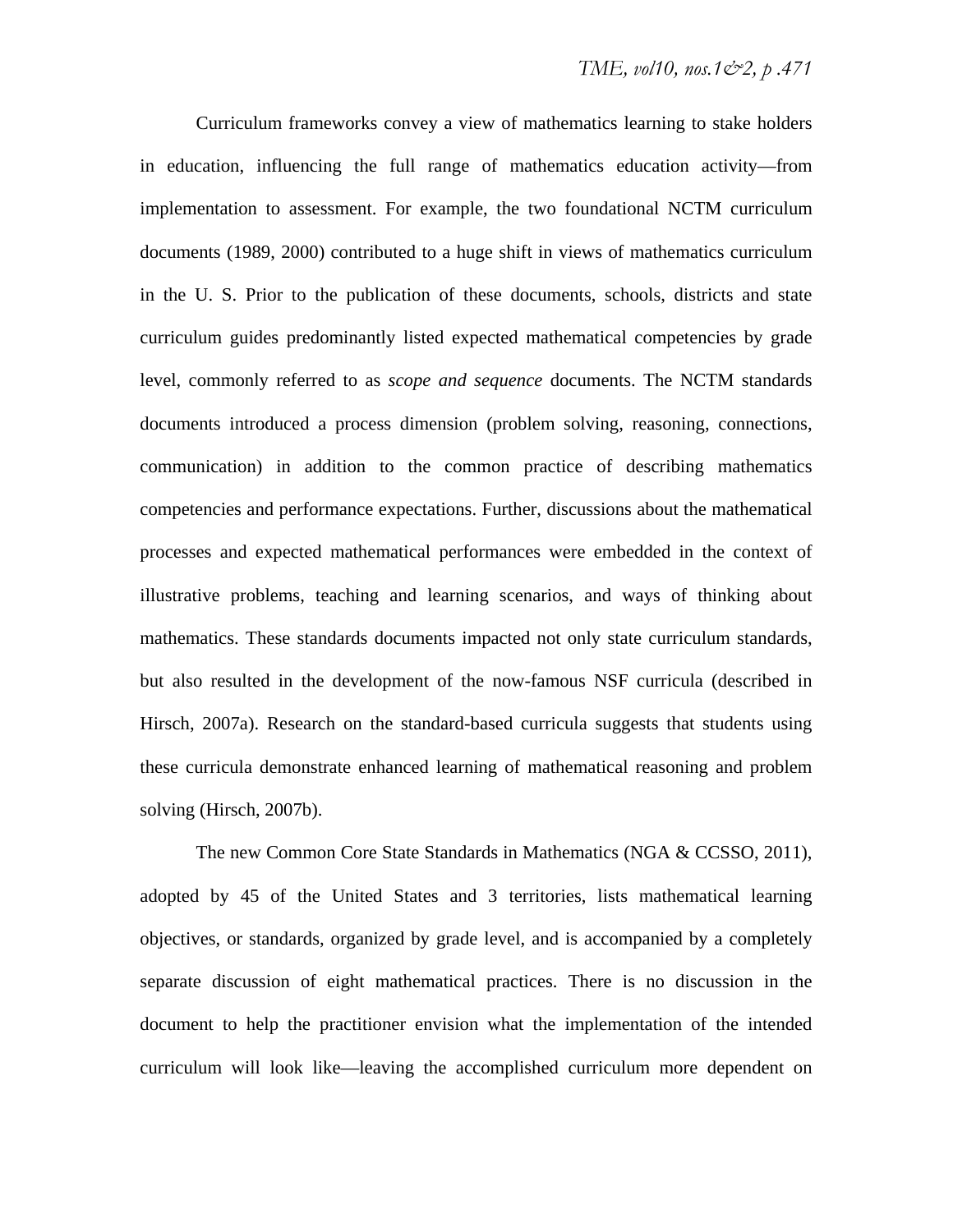Curriculum frameworks convey a view of mathematics learning to stake holders in education, influencing the full range of mathematics education activity—from implementation to assessment. For example, the two foundational NCTM curriculum documents (1989, 2000) contributed to a huge shift in views of mathematics curriculum in the U. S. Prior to the publication of these documents, schools, districts and state curriculum guides predominantly listed expected mathematical competencies by grade level, commonly referred to as *scope and sequence* documents. The NCTM standards documents introduced a process dimension (problem solving, reasoning, connections, communication) in addition to the common practice of describing mathematics competencies and performance expectations. Further, discussions about the mathematical processes and expected mathematical performances were embedded in the context of illustrative problems, teaching and learning scenarios, and ways of thinking about mathematics. These standards documents impacted not only state curriculum standards, but also resulted in the development of the now-famous NSF curricula (described in Hirsch, 2007a). Research on the standard-based curricula suggests that students using these curricula demonstrate enhanced learning of mathematical reasoning and problem solving (Hirsch, 2007b).

The new Common Core State Standards in Mathematics (NGA & CCSSO, 2011), adopted by 45 of the United States and 3 territories, lists mathematical learning objectives, or standards, organized by grade level, and is accompanied by a completely separate discussion of eight mathematical practices. There is no discussion in the document to help the practitioner envision what the implementation of the intended curriculum will look like—leaving the accomplished curriculum more dependent on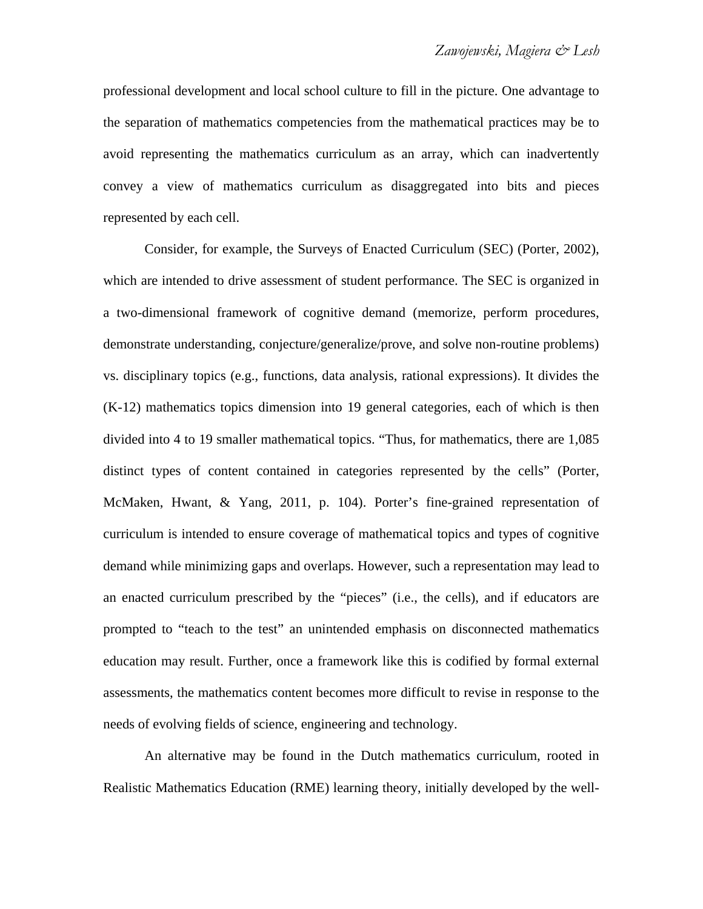professional development and local school culture to fill in the picture. One advantage to the separation of mathematics competencies from the mathematical practices may be to avoid representing the mathematics curriculum as an array, which can inadvertently convey a view of mathematics curriculum as disaggregated into bits and pieces represented by each cell.

Consider, for example, the Surveys of Enacted Curriculum (SEC) (Porter, 2002), which are intended to drive assessment of student performance. The SEC is organized in a two-dimensional framework of cognitive demand (memorize, perform procedures, demonstrate understanding, conjecture/generalize/prove, and solve non-routine problems) vs. disciplinary topics (e.g., functions, data analysis, rational expressions). It divides the (K-12) mathematics topics dimension into 19 general categories, each of which is then divided into 4 to 19 smaller mathematical topics. "Thus, for mathematics, there are 1,085 distinct types of content contained in categories represented by the cells" (Porter, McMaken, Hwant, & Yang, 2011, p. 104). Porter's fine-grained representation of curriculum is intended to ensure coverage of mathematical topics and types of cognitive demand while minimizing gaps and overlaps. However, such a representation may lead to an enacted curriculum prescribed by the "pieces" (i.e., the cells), and if educators are prompted to "teach to the test" an unintended emphasis on disconnected mathematics education may result. Further, once a framework like this is codified by formal external assessments, the mathematics content becomes more difficult to revise in response to the needs of evolving fields of science, engineering and technology.

An alternative may be found in the Dutch mathematics curriculum, rooted in Realistic Mathematics Education (RME) learning theory, initially developed by the well-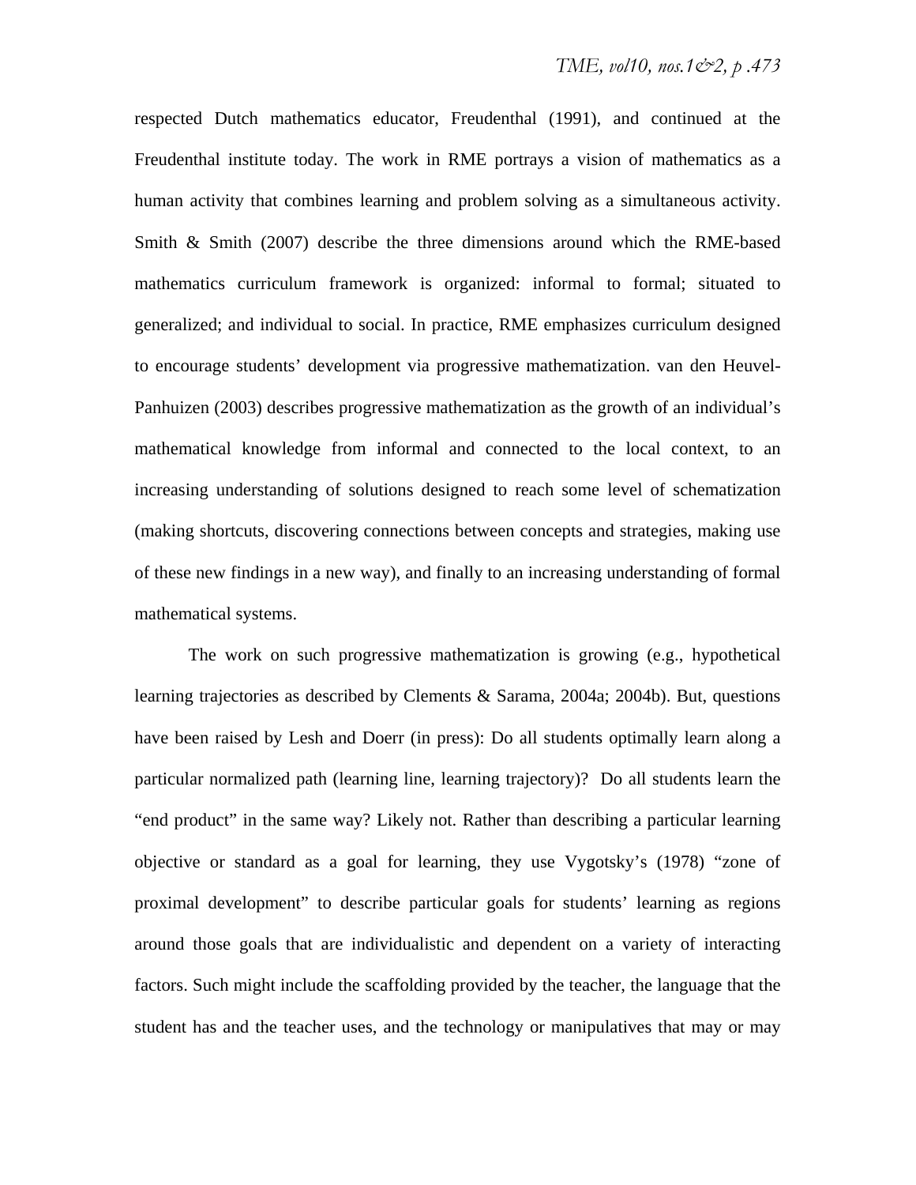respected Dutch mathematics educator, Freudenthal (1991), and continued at the Freudenthal institute today. The work in RME portrays a vision of mathematics as a human activity that combines learning and problem solving as a simultaneous activity. Smith & Smith (2007) describe the three dimensions around which the RME-based mathematics curriculum framework is organized: informal to formal; situated to generalized; and individual to social. In practice, RME emphasizes curriculum designed to encourage students' development via progressive mathematization. van den Heuvel-Panhuizen (2003) describes progressive mathematization as the growth of an individual's mathematical knowledge from informal and connected to the local context, to an increasing understanding of solutions designed to reach some level of schematization (making shortcuts, discovering connections between concepts and strategies, making use of these new findings in a new way), and finally to an increasing understanding of formal mathematical systems.

The work on such progressive mathematization is growing (e.g., hypothetical learning trajectories as described by Clements & Sarama, 2004a; 2004b). But, questions have been raised by Lesh and Doerr (in press): Do all students optimally learn along a particular normalized path (learning line, learning trajectory)? Do all students learn the "end product" in the same way? Likely not. Rather than describing a particular learning objective or standard as a goal for learning, they use Vygotsky's (1978) "zone of proximal development" to describe particular goals for students' learning as regions around those goals that are individualistic and dependent on a variety of interacting factors. Such might include the scaffolding provided by the teacher, the language that the student has and the teacher uses, and the technology or manipulatives that may or may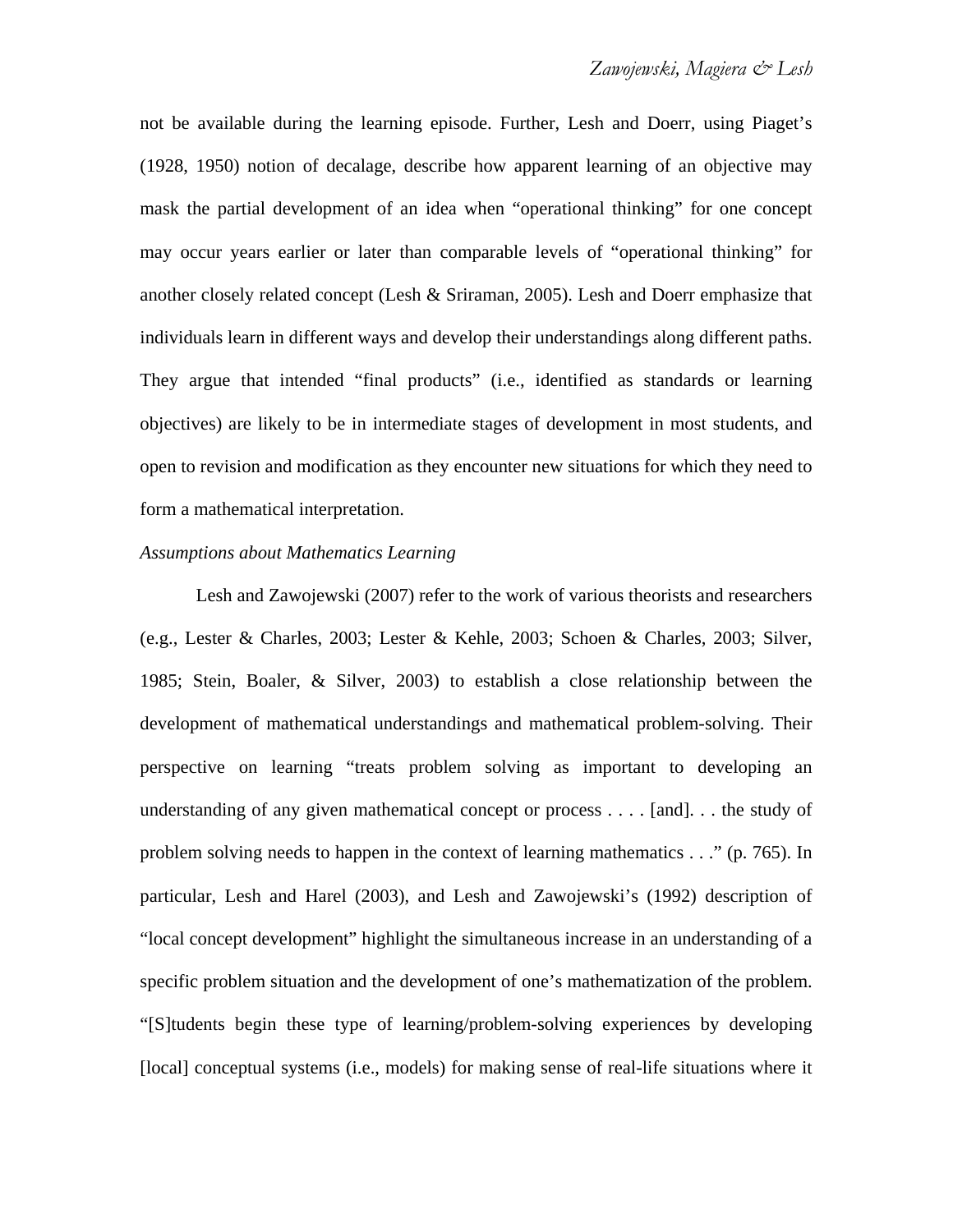not be available during the learning episode. Further, Lesh and Doerr, using Piaget's (1928, 1950) notion of decalage, describe how apparent learning of an objective may mask the partial development of an idea when "operational thinking" for one concept may occur years earlier or later than comparable levels of "operational thinking" for another closely related concept (Lesh & Sriraman, 2005). Lesh and Doerr emphasize that individuals learn in different ways and develop their understandings along different paths. They argue that intended "final products" (i.e., identified as standards or learning objectives) are likely to be in intermediate stages of development in most students, and open to revision and modification as they encounter new situations for which they need to form a mathematical interpretation.

*Assumptions about Mathematics Learning*

Lesh and Zawojewski (2007) refer to the work of various theorists and researchers (e.g., Lester & Charles, 2003; Lester & Kehle, 2003; Schoen & Charles, 2003; Silver, 1985; Stein, Boaler, & Silver, 2003) to establish a close relationship between the development of mathematical understandings and mathematical problem-solving. Their perspective on learning "treats problem solving as important to developing an understanding of any given mathematical concept or process . . . . [and]. . . the study of problem solving needs to happen in the context of learning mathematics . . ." (p. 765). In particular, Lesh and Harel (2003), and Lesh and Zawojewski's (1992) description of "local concept development" highlight the simultaneous increase in an understanding of a specific problem situation and the development of one's mathematization of the problem. "[S]tudents begin these type of learning/problem-solving experiences by developing [local] conceptual systems (i.e., models) for making sense of real-life situations where it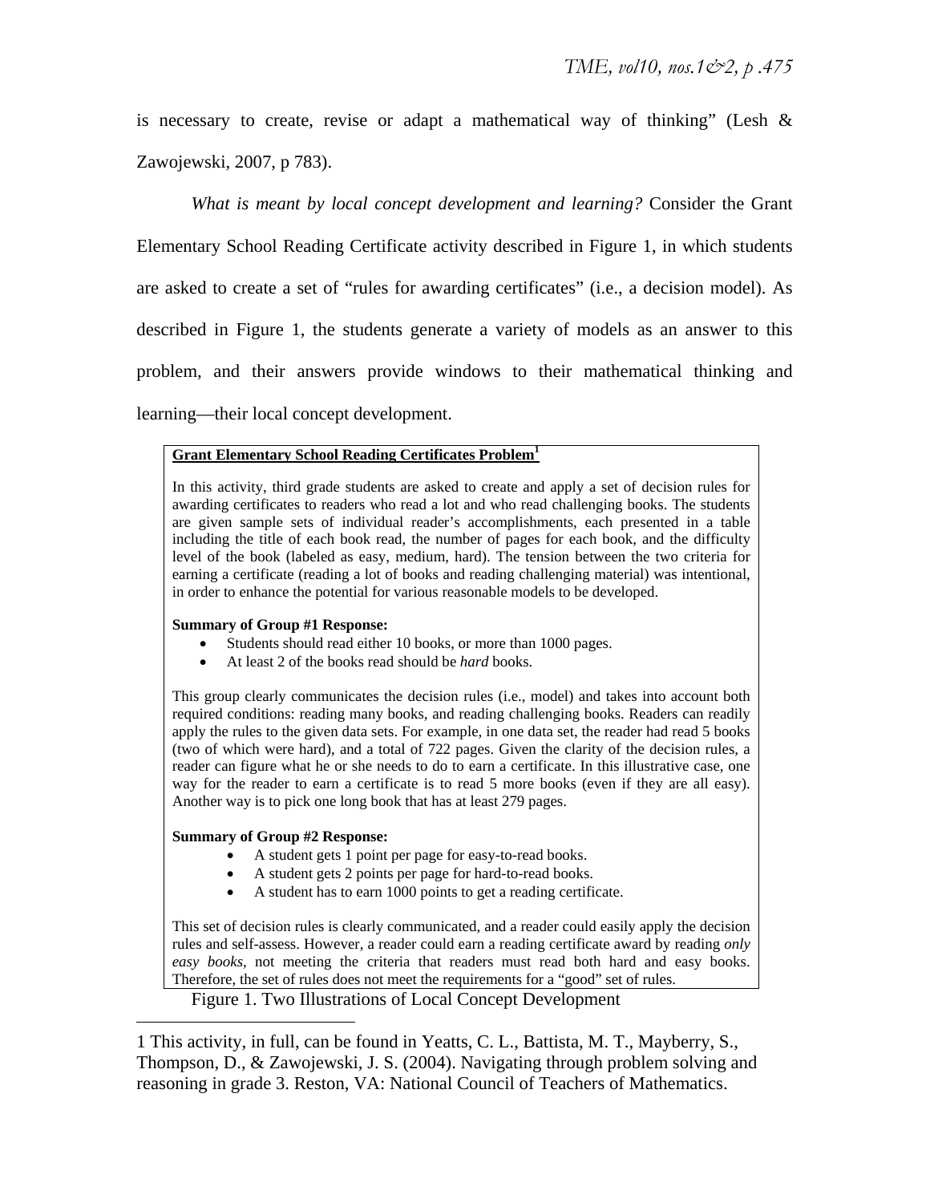is necessary to create, revise or adapt a mathematical way of thinking" (Lesh & Zawojewski, 2007, p 783).

*What is meant by local concept development and learning?* Consider the Grant Elementary School Reading Certificate activity described in Figure 1, in which students are asked to create a set of "rules for awarding certificates" (i.e., a decision model). As described in Figure 1, the students generate a variety of models as an answer to this problem, and their answers provide windows to their mathematical thinking and learning—their local concept development.

**Grant Elementary School Reading Certificates Problem[1]**

In this activity, third grade students are asked to create and apply a set of decision rules for awarding certificates to readers who read a lot and who read challenging books. The students are given sample sets of individual reader's accomplishments, each presented in a table including the title of each book read, the number of pages for each book, and the difficulty level of the book (labeled as easy, medium, hard). The tension between the two criteria for earning a certificate (reading a lot of books and reading challenging material) was intentional, in order to enhance the potential for various reasonable models to be developed.

**Summary of Group #1 Response:**

- Students should read either 10 books, or more than 1000 pages.
- At least 2 of the books read should be *hard* books.

This group clearly communicates the decision rules (i.e., model) and takes into account both required conditions: reading many books, and reading challenging books. Readers can readily apply the rules to the given data sets. For example, in one data set, the reader had read 5 books (two of which were hard), and a total of 722 pages. Given the clarity of the decision rules, a reader can figure what he or she needs to do to earn a certificate. In this illustrative case, one way for the reader to earn a certificate is to read 5 more books (even if they are all easy). Another way is to pick one long book that has at least 279 pages.

**Summary of Group #2 Response:**

- A student gets 1 point per page for easy-to-read books.
- A student gets 2 points per page for hard-to-read books.
- A student has to earn 1000 points to get a reading certificate.

This set of decision rules is clearly communicated, and a reader could easily apply the decision rules and self-assess. However, a reader could earn a reading certificate award by reading *only easy books*, not meeting the criteria that readers must read both hard and easy books. Therefore, the set of rules does not meet the requirements for a "good" set of rules.

Figure 1. Two Illustrations of Local Concept Development

1 This activity, in full, can be found in Yeatts, C. L., Battista, M. T., Mayberry, S., Thompson, D., & Zawojewski, J. S. (2004). Navigating through problem solving and reasoning in grade 3. Reston, VA: National Council of Teachers of Mathematics.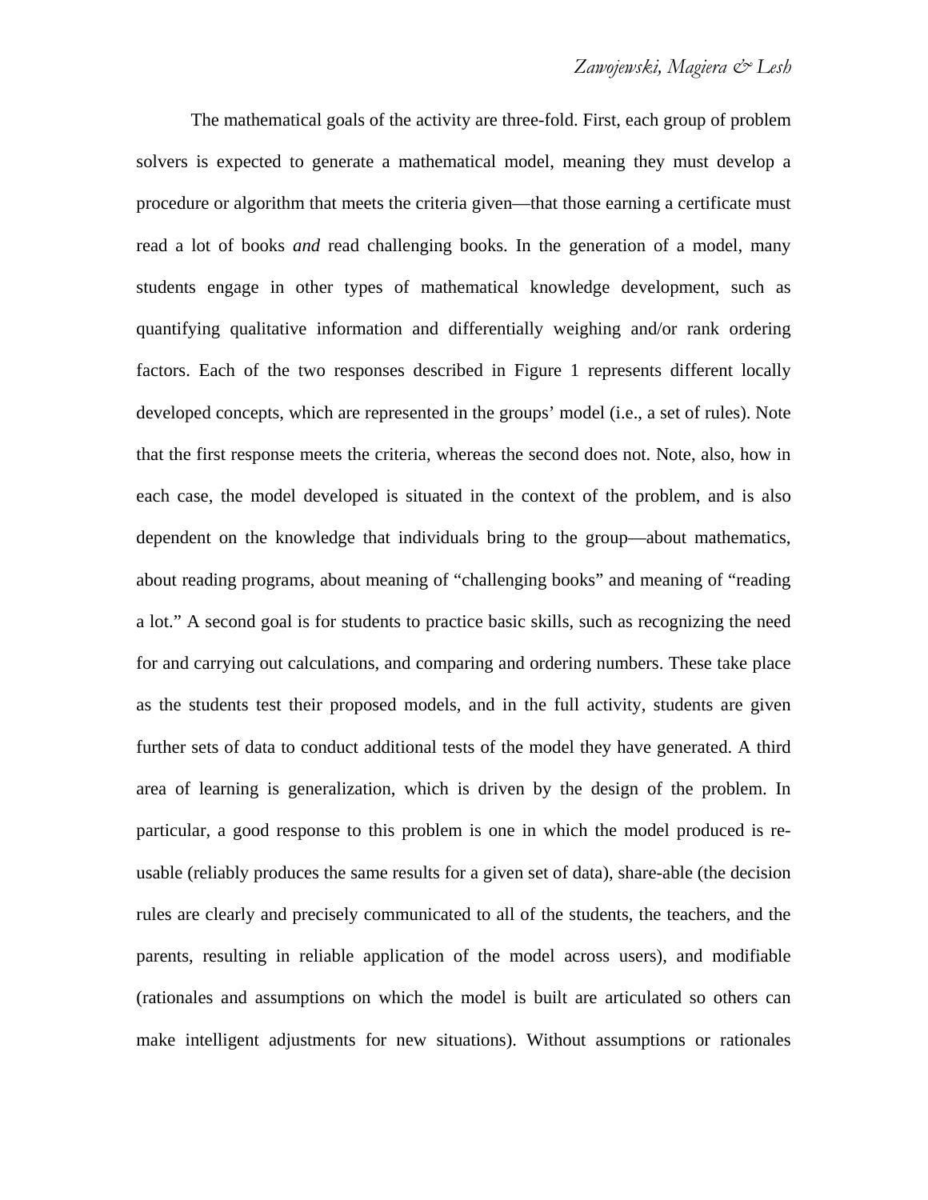The mathematical goals of the activity are three-fold. First, each group of problem solvers is expected to generate a mathematical model, meaning they must develop a procedure or algorithm that meets the criteria given—that those earning a certificate must read a lot of books *and* read challenging books. In the generation of a model, many students engage in other types of mathematical knowledge development, such as quantifying qualitative information and differentially weighing and/or rank ordering factors. Each of the two responses described in Figure 1 represents different locally developed concepts, which are represented in the groups' model (i.e., a set of rules). Note that the first response meets the criteria, whereas the second does not. Note, also, how in each case, the model developed is situated in the context of the problem, and is also dependent on the knowledge that individuals bring to the group—about mathematics, about reading programs, about meaning of "challenging books" and meaning of "reading a lot." A second goal is for students to practice basic skills, such as recognizing the need for and carrying out calculations, and comparing and ordering numbers. These take place as the students test their proposed models, and in the full activity, students are given further sets of data to conduct additional tests of the model they have generated. A third area of learning is generalization, which is driven by the design of the problem. In particular, a good response to this problem is one in which the model produced is re-usable (reliably produces the same results for a given set of data), share-able (the decision rules are clearly and precisely communicated to all of the students, the teachers, and the parents, resulting in reliable application of the model across users), and modifiable (rationales and assumptions on which the model is built are articulated so others can make intelligent adjustments for new situations). Without assumptions or rationales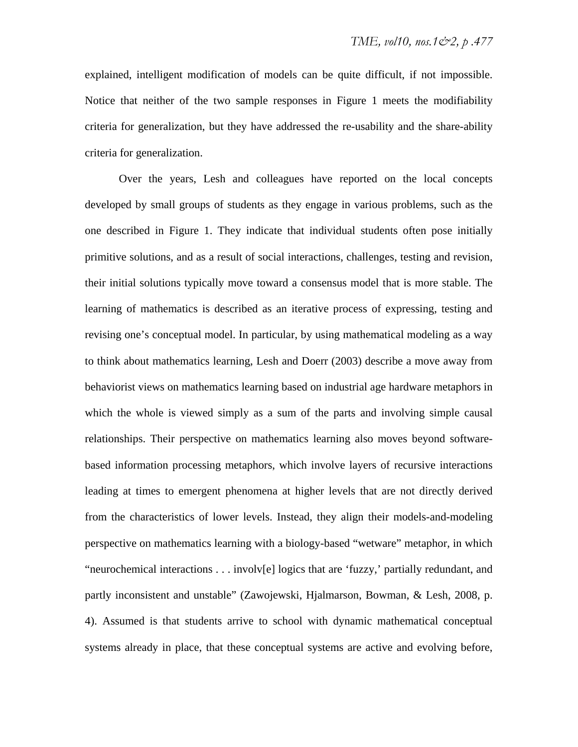explained, intelligent modification of models can be quite difficult, if not impossible. Notice that neither of the two sample responses in Figure 1 meets the modifiability criteria for generalization, but they have addressed the re-usability and the share-ability criteria for generalization.

Over the years, Lesh and colleagues have reported on the local concepts developed by small groups of students as they engage in various problems, such as the one described in Figure 1. They indicate that individual students often pose initially primitive solutions, and as a result of social interactions, challenges, testing and revision, their initial solutions typically move toward a consensus model that is more stable. The learning of mathematics is described as an iterative process of expressing, testing and revising one's conceptual model. In particular, by using mathematical modeling as a way to think about mathematics learning, Lesh and Doerr (2003) describe a move away from behaviorist views on mathematics learning based on industrial age hardware metaphors in which the whole is viewed simply as a sum of the parts and involving simple causal relationships. Their perspective on mathematics learning also moves beyond software-based information processing metaphors, which involve layers of recursive interactions leading at times to emergent phenomena at higher levels that are not directly derived from the characteristics of lower levels. Instead, they align their models-and-modeling perspective on mathematics learning with a biology-based "wetware" metaphor, in which "neurochemical interactions . . . involv[e] logics that are 'fuzzy,' partially redundant, and partly inconsistent and unstable" (Zawojewski, Hjalmarson, Bowman, & Lesh, 2008, p. 4). Assumed is that students arrive to school with dynamic mathematical conceptual systems already in place, that these conceptual systems are active and evolving before,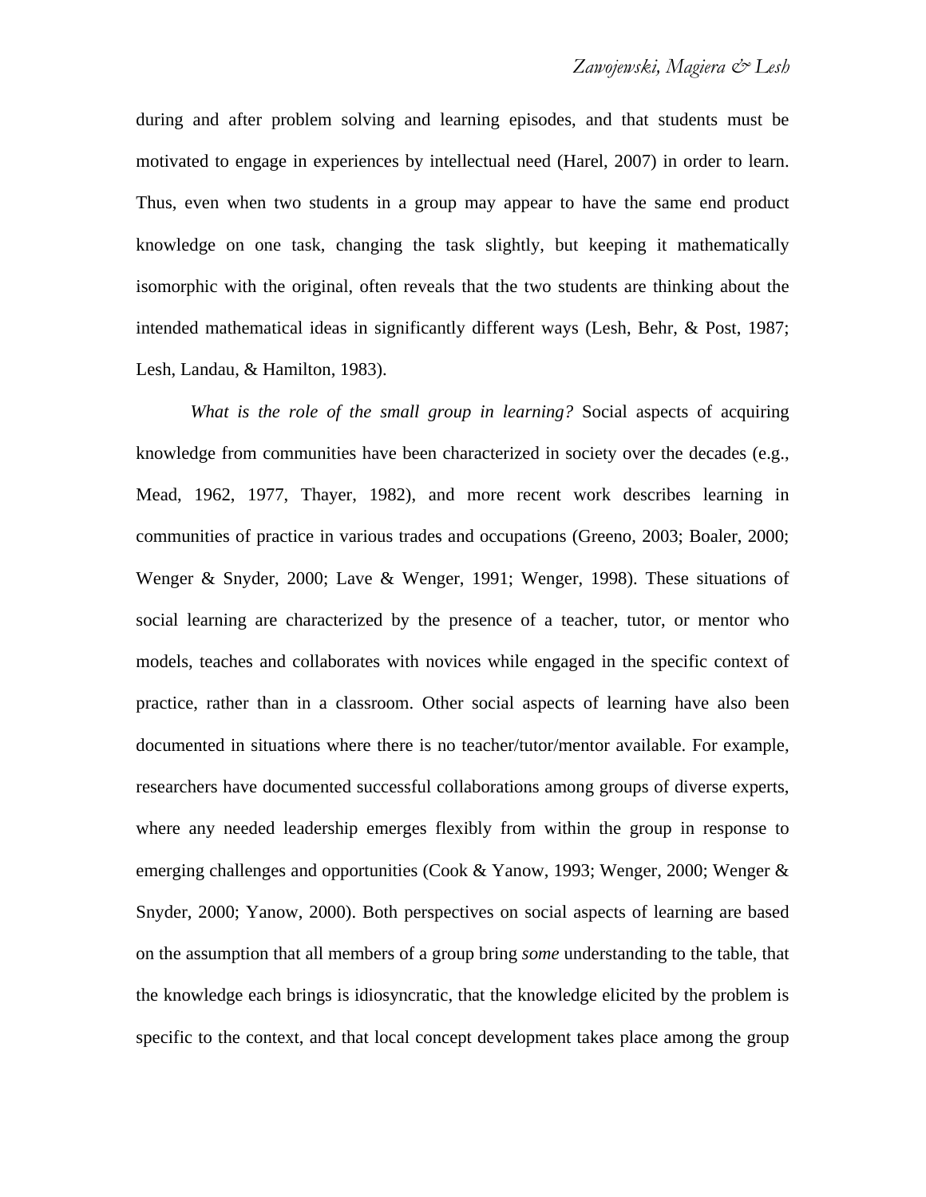during and after problem solving and learning episodes, and that students must be motivated to engage in experiences by intellectual need (Harel, 2007) in order to learn. Thus, even when two students in a group may appear to have the same end product knowledge on one task, changing the task slightly, but keeping it mathematically isomorphic with the original, often reveals that the two students are thinking about the intended mathematical ideas in significantly different ways (Lesh, Behr, & Post, 1987; Lesh, Landau, & Hamilton, 1983).

*What is the role of the small group in learning?* Social aspects of acquiring knowledge from communities have been characterized in society over the decades (e.g., Mead, 1962, 1977, Thayer, 1982), and more recent work describes learning in communities of practice in various trades and occupations (Greeno, 2003; Boaler, 2000; Wenger & Snyder, 2000; Lave & Wenger, 1991; Wenger, 1998). These situations of social learning are characterized by the presence of a teacher, tutor, or mentor who models, teaches and collaborates with novices while engaged in the specific context of practice, rather than in a classroom. Other social aspects of learning have also been documented in situations where there is no teacher/tutor/mentor available. For example, researchers have documented successful collaborations among groups of diverse experts, where any needed leadership emerges flexibly from within the group in response to emerging challenges and opportunities (Cook & Yanow, 1993; Wenger, 2000; Wenger & Snyder, 2000; Yanow, 2000). Both perspectives on social aspects of learning are based on the assumption that all members of a group bring *some* understanding to the table, that the knowledge each brings is idiosyncratic, that the knowledge elicited by the problem is specific to the context, and that local concept development takes place among the group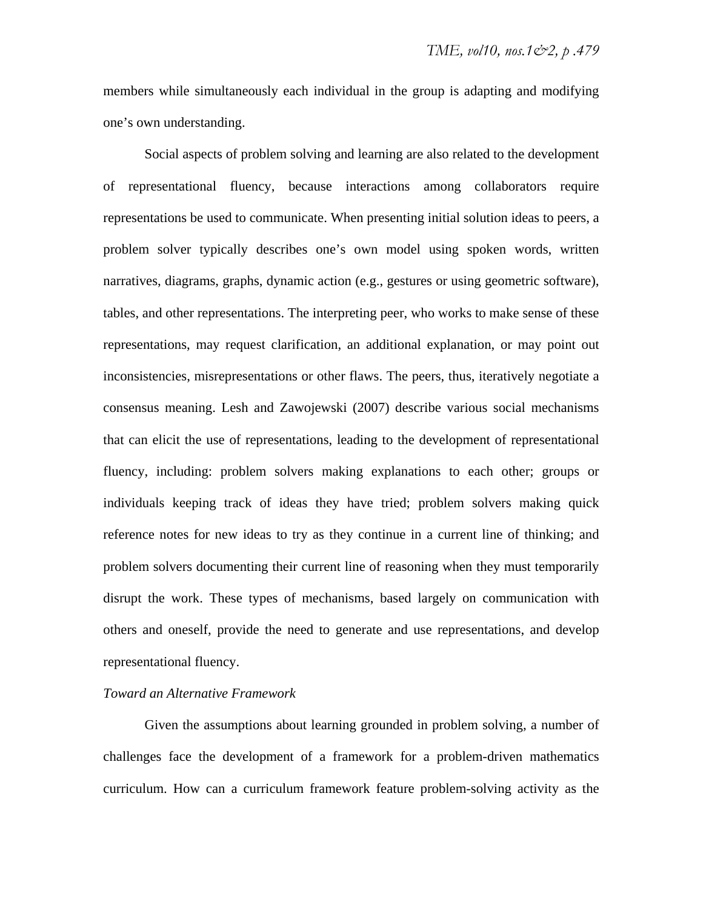members while simultaneously each individual in the group is adapting and modifying one's own understanding.

Social aspects of problem solving and learning are also related to the development of representational fluency, because interactions among collaborators require representations be used to communicate. When presenting initial solution ideas to peers, a problem solver typically describes one's own model using spoken words, written narratives, diagrams, graphs, dynamic action (e.g., gestures or using geometric software), tables, and other representations. The interpreting peer, who works to make sense of these representations, may request clarification, an additional explanation, or may point out inconsistencies, misrepresentations or other flaws. The peers, thus, iteratively negotiate a consensus meaning. Lesh and Zawojewski (2007) describe various social mechanisms that can elicit the use of representations, leading to the development of representational fluency, including: problem solvers making explanations to each other; groups or individuals keeping track of ideas they have tried; problem solvers making quick reference notes for new ideas to try as they continue in a current line of thinking; and problem solvers documenting their current line of reasoning when they must temporarily disrupt the work. These types of mechanisms, based largely on communication with others and oneself, provide the need to generate and use representations, and develop representational fluency.

*Toward an Alternative Framework*

Given the assumptions about learning grounded in problem solving, a number of challenges face the development of a framework for a problem-driven mathematics curriculum. How can a curriculum framework feature problem-solving activity as the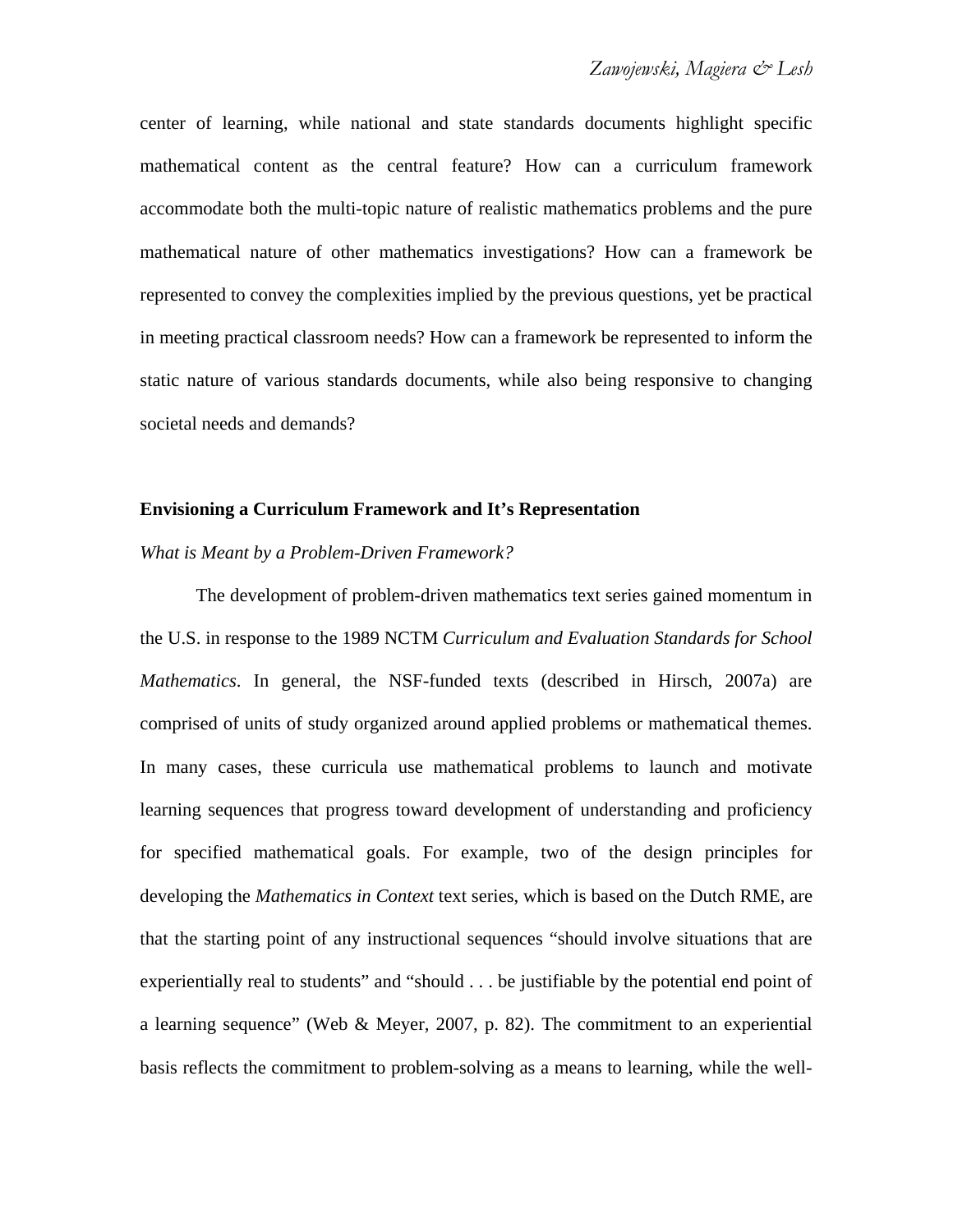center of learning, while national and state standards documents highlight specific mathematical content as the central feature? How can a curriculum framework accommodate both the multi-topic nature of realistic mathematics problems and the pure mathematical nature of other mathematics investigations? How can a framework be represented to convey the complexities implied by the previous questions, yet be practical in meeting practical classroom needs? How can a framework be represented to inform the static nature of various standards documents, while also being responsive to changing societal needs and demands?

## Envisioning a Curriculum Framework and It's Representation

### *What is Meant by a Problem-Driven Framework?*

The development of problem-driven mathematics text series gained momentum in the U.S. in response to the 1989 NCTM *Curriculum and Evaluation Standards for School Mathematics*. In general, the NSF-funded texts (described in Hirsch, 2007a) are comprised of units of study organized around applied problems or mathematical themes. In many cases, these curricula use mathematical problems to launch and motivate learning sequences that progress toward development of understanding and proficiency for specified mathematical goals. For example, two of the design principles for developing the *Mathematics in Context* text series, which is based on the Dutch RME, are that the starting point of any instructional sequences "should involve situations that are experientially real to students" and "should . . . be justifiable by the potential end point of a learning sequence" (Web & Meyer, 2007, p. 82). The commitment to an experiential basis reflects the commitment to problem-solving as a means to learning, while the well-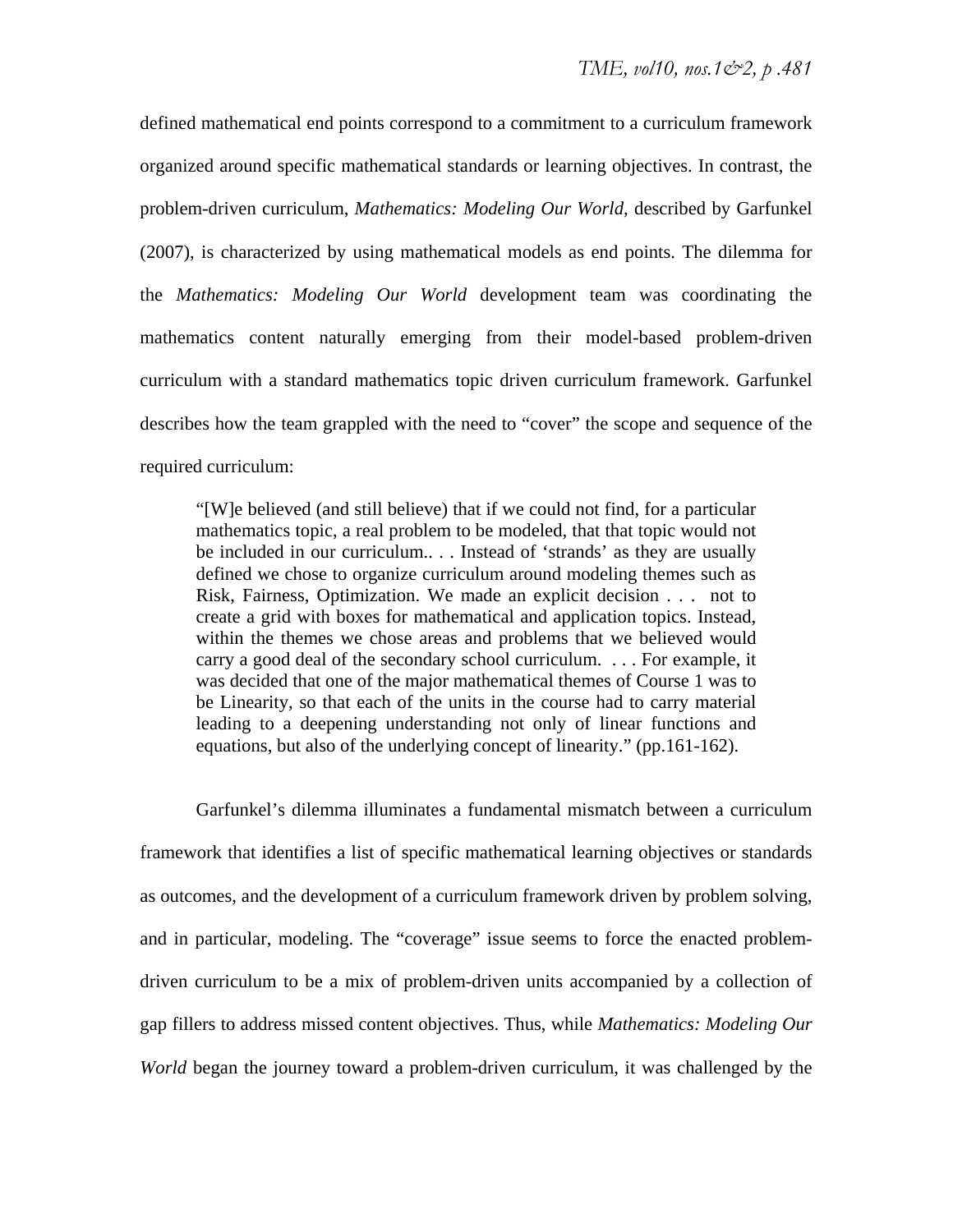defined mathematical end points correspond to a commitment to a curriculum framework organized around specific mathematical standards or learning objectives. In contrast, the problem-driven curriculum, *Mathematics: Modeling Our World*, described by Garfunkel (2007), is characterized by using mathematical models as end points. The dilemma for the *Mathematics: Modeling Our World* development team was coordinating the mathematics content naturally emerging from their model-based problem-driven curriculum with a standard mathematics topic driven curriculum framework. Garfunkel describes how the team grappled with the need to "cover" the scope and sequence of the required curriculum:

> "[W]e believed (and still believe) that if we could not find, for a particular mathematics topic, a real problem to be modeled, that that topic would not be included in our curriculum.. . . Instead of 'strands' as they are usually defined we chose to organize curriculum around modeling themes such as Risk, Fairness, Optimization. We made an explicit decision . . . not to create a grid with boxes for mathematical and application topics. Instead, within the themes we chose areas and problems that we believed would carry a good deal of the secondary school curriculum. . . . For example, it was decided that one of the major mathematical themes of Course 1 was to be Linearity, so that each of the units in the course had to carry material leading to a deepening understanding not only of linear functions and equations, but also of the underlying concept of linearity." (pp.161-162).

Garfunkel's dilemma illuminates a fundamental mismatch between a curriculum framework that identifies a list of specific mathematical learning objectives or standards as outcomes, and the development of a curriculum framework driven by problem solving, and in particular, modeling. The "coverage" issue seems to force the enacted problem-driven curriculum to be a mix of problem-driven units accompanied by a collection of gap fillers to address missed content objectives. Thus, while *Mathematics: Modeling Our World* began the journey toward a problem-driven curriculum, it was challenged by the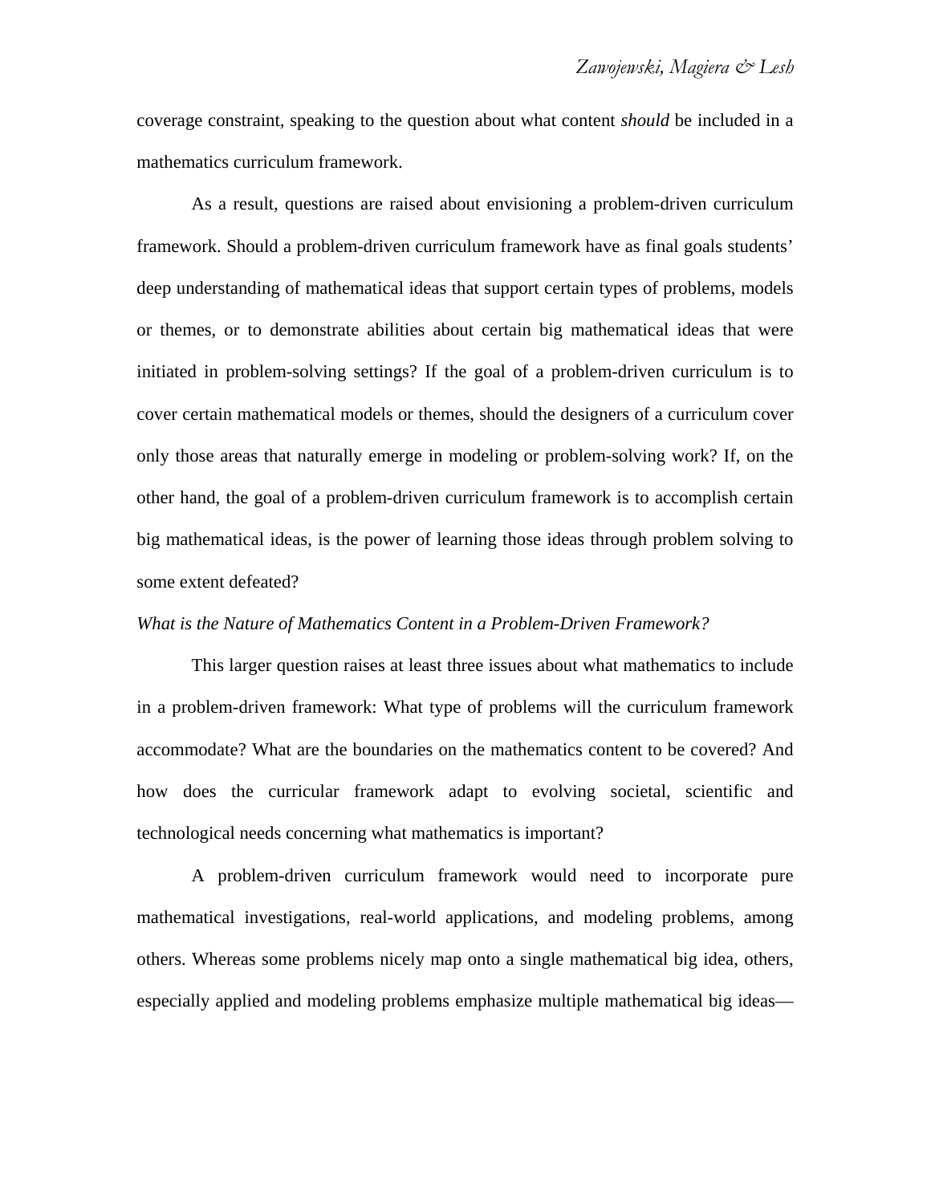coverage constraint, speaking to the question about what content *should* be included in a mathematics curriculum framework.

As a result, questions are raised about envisioning a problem-driven curriculum framework. Should a problem-driven curriculum framework have as final goals students' deep understanding of mathematical ideas that support certain types of problems, models or themes, or to demonstrate abilities about certain big mathematical ideas that were initiated in problem-solving settings? If the goal of a problem-driven curriculum is to cover certain mathematical models or themes, should the designers of a curriculum cover only those areas that naturally emerge in modeling or problem-solving work? If, on the other hand, the goal of a problem-driven curriculum framework is to accomplish certain big mathematical ideas, is the power of learning those ideas through problem solving to some extent defeated?

*What is the Nature of Mathematics Content in a Problem-Driven Framework?*

This larger question raises at least three issues about what mathematics to include in a problem-driven framework: What type of problems will the curriculum framework accommodate? What are the boundaries on the mathematics content to be covered? And how does the curricular framework adapt to evolving societal, scientific and technological needs concerning what mathematics is important?

A problem-driven curriculum framework would need to incorporate pure mathematical investigations, real-world applications, and modeling problems, among others. Whereas some problems nicely map onto a single mathematical big idea, others, especially applied and modeling problems emphasize multiple mathematical big ideas—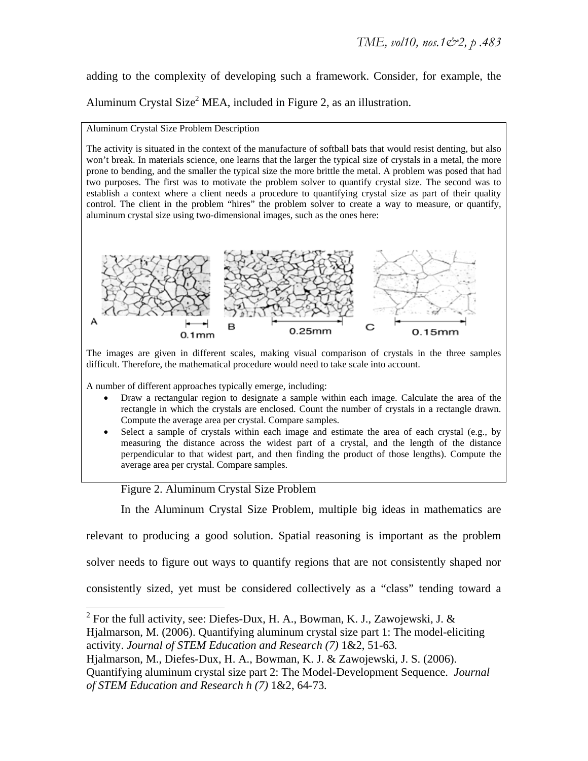adding to the complexity of developing such a framework. Consider, for example, the Aluminum Crystal Size[2] MEA, included in Figure 2, as an illustration.

Aluminum Crystal Size Problem Description

The activity is situated in the context of the manufacture of softball bats that would resist denting, but also won't break. In materials science, one learns that the larger the typical size of crystals in a metal, the more prone to bending, and the smaller the typical size the more brittle the metal. A problem was posed that had two purposes. The first was to motivate the problem solver to quantify crystal size. The second was to establish a context where a client needs a procedure to quantifying crystal size as part of their quality control. The client in the problem "hires" the problem solver to create a way to measure, or quantify, aluminum crystal size using two-dimensional images, such as the ones here:

A 0.1mm B 0.25mm C 0.15mm

The images are given in different scales, making visual comparison of crystals in the three samples difficult. Therefore, the mathematical procedure would need to take scale into account.

A number of different approaches typically emerge, including:

- Draw a rectangular region to designate a sample within each image. Calculate the area of the rectangle in which the crystals are enclosed. Count the number of crystals in a rectangle drawn. Compute the average area per crystal. Compare samples.
- Select a sample of crystals within each image and estimate the area of each crystal (e.g., by measuring the distance across the widest part of a crystal, and the length of the distance perpendicular to that widest part, and then finding the product of those lengths). Compute the average area per crystal. Compare samples.

Figure 2. Aluminum Crystal Size Problem

In the Aluminum Crystal Size Problem, multiple big ideas in mathematics are relevant to producing a good solution. Spatial reasoning is important as the problem solver needs to figure out ways to quantify regions that are not consistently shaped nor consistently sized, yet must be considered collectively as a "class" tending toward a

---

[2] For the full activity, see: Diefes-Dux, H. A., Bowman, K. J., Zawojewski, J. & Hjalmarson, M. (2006). Quantifying aluminum crystal size part 1: The model-eliciting activity. *Journal of STEM Education and Research (7)* 1&2, 51-63.
Hjalmarson, M., Diefes-Dux, H. A., Bowman, K. J. & Zawojewski, J. S. (2006). Quantifying aluminum crystal size part 2: The Model-Development Sequence. *Journal of STEM Education and Research h (7)* 1&2, 64-73.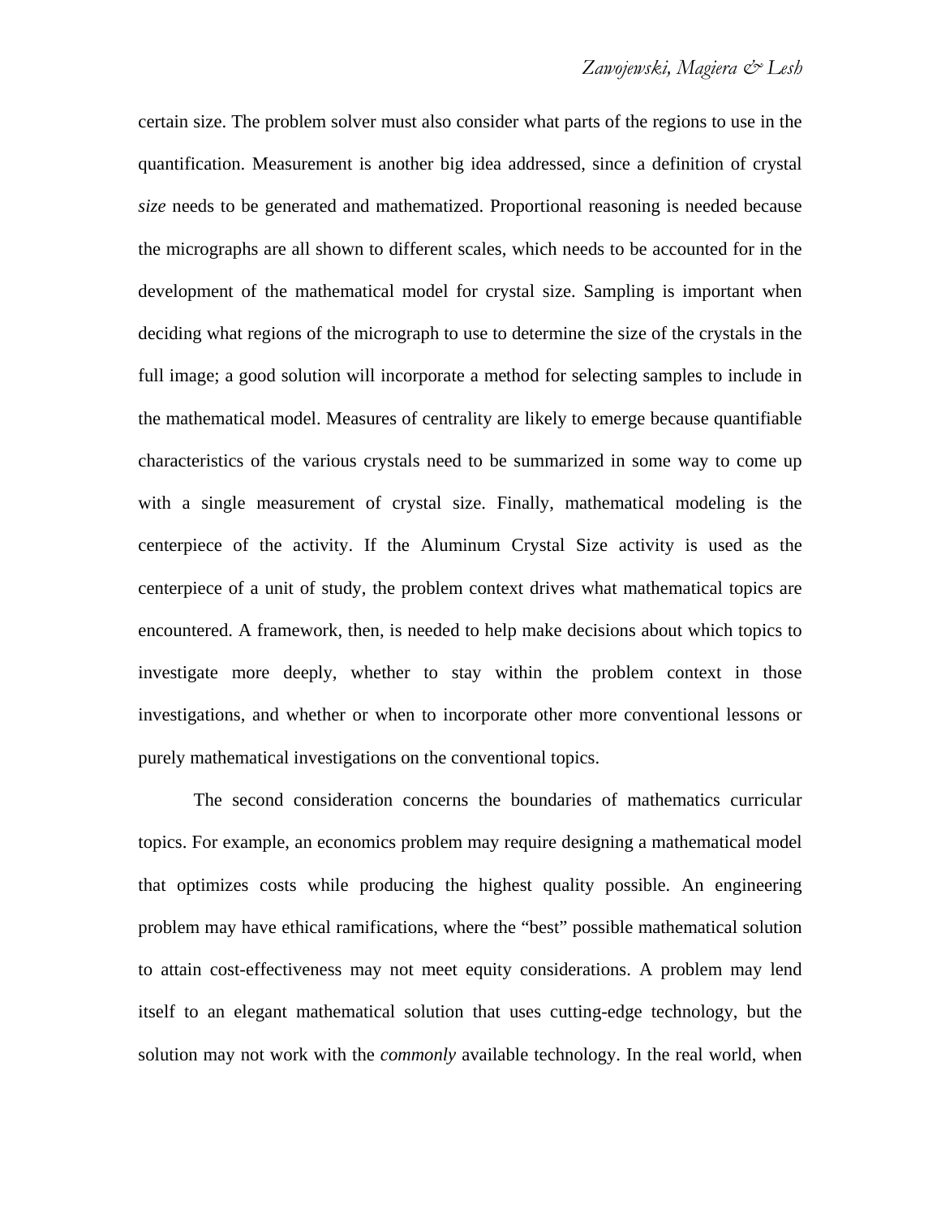certain size. The problem solver must also consider what parts of the regions to use in the quantification. Measurement is another big idea addressed, since a definition of crystal *size* needs to be generated and mathematized. Proportional reasoning is needed because the micrographs are all shown to different scales, which needs to be accounted for in the development of the mathematical model for crystal size. Sampling is important when deciding what regions of the micrograph to use to determine the size of the crystals in the full image; a good solution will incorporate a method for selecting samples to include in the mathematical model. Measures of centrality are likely to emerge because quantifiable characteristics of the various crystals need to be summarized in some way to come up with a single measurement of crystal size. Finally, mathematical modeling is the centerpiece of the activity. If the Aluminum Crystal Size activity is used as the centerpiece of a unit of study, the problem context drives what mathematical topics are encountered. A framework, then, is needed to help make decisions about which topics to investigate more deeply, whether to stay within the problem context in those investigations, and whether or when to incorporate other more conventional lessons or purely mathematical investigations on the conventional topics.

The second consideration concerns the boundaries of mathematics curricular topics. For example, an economics problem may require designing a mathematical model that optimizes costs while producing the highest quality possible. An engineering problem may have ethical ramifications, where the "best" possible mathematical solution to attain cost-effectiveness may not meet equity considerations. A problem may lend itself to an elegant mathematical solution that uses cutting-edge technology, but the solution may not work with the *commonly* available technology. In the real world, when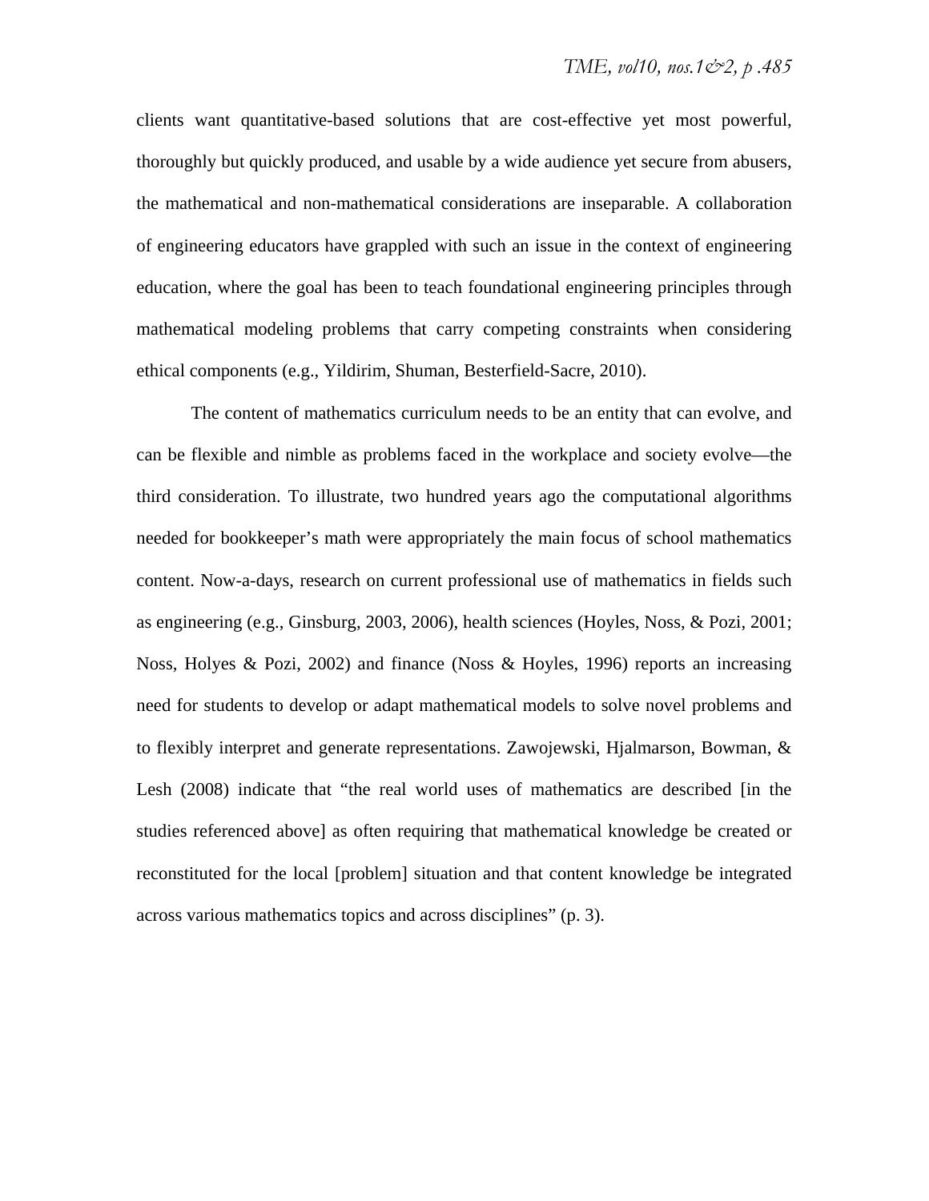clients want quantitative-based solutions that are cost-effective yet most powerful, thoroughly but quickly produced, and usable by a wide audience yet secure from abusers, the mathematical and non-mathematical considerations are inseparable. A collaboration of engineering educators have grappled with such an issue in the context of engineering education, where the goal has been to teach foundational engineering principles through mathematical modeling problems that carry competing constraints when considering ethical components (e.g., Yildirim, Shuman, Besterfield-Sacre, 2010).

The content of mathematics curriculum needs to be an entity that can evolve, and can be flexible and nimble as problems faced in the workplace and society evolve—the third consideration. To illustrate, two hundred years ago the computational algorithms needed for bookkeeper's math were appropriately the main focus of school mathematics content. Now-a-days, research on current professional use of mathematics in fields such as engineering (e.g., Ginsburg, 2003, 2006), health sciences (Hoyles, Noss, & Pozi, 2001; Noss, Holyes & Pozi, 2002) and finance (Noss & Hoyles, 1996) reports an increasing need for students to develop or adapt mathematical models to solve novel problems and to flexibly interpret and generate representations. Zawojewski, Hjalmarson, Bowman, & Lesh (2008) indicate that "the real world uses of mathematics are described [in the studies referenced above] as often requiring that mathematical knowledge be created or reconstituted for the local [problem] situation and that content knowledge be integrated across various mathematics topics and across disciplines" (p. 3).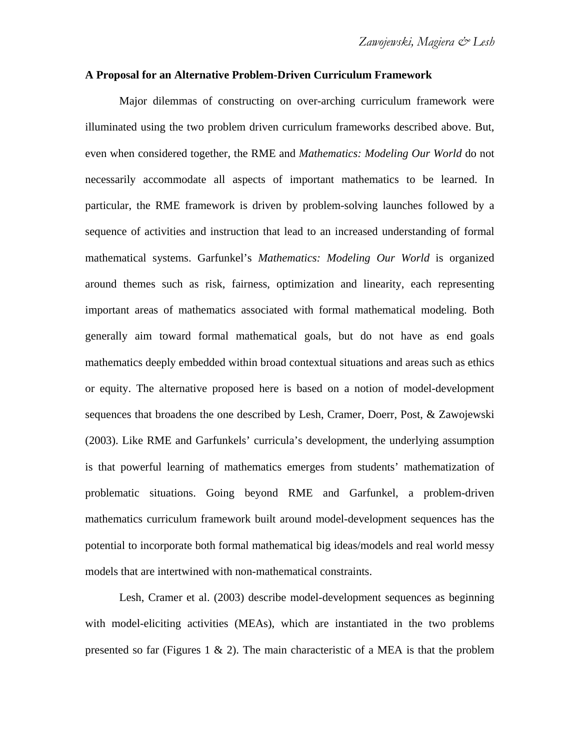**A Proposal for an Alternative Problem-Driven Curriculum Framework**

Major dilemmas of constructing on over-arching curriculum framework were illuminated using the two problem driven curriculum frameworks described above. But, even when considered together, the RME and *Mathematics: Modeling Our World* do not necessarily accommodate all aspects of important mathematics to be learned. In particular, the RME framework is driven by problem-solving launches followed by a sequence of activities and instruction that lead to an increased understanding of formal mathematical systems. Garfunkel's *Mathematics: Modeling Our World* is organized around themes such as risk, fairness, optimization and linearity, each representing important areas of mathematics associated with formal mathematical modeling. Both generally aim toward formal mathematical goals, but do not have as end goals mathematics deeply embedded within broad contextual situations and areas such as ethics or equity. The alternative proposed here is based on a notion of model-development sequences that broadens the one described by Lesh, Cramer, Doerr, Post, & Zawojewski (2003). Like RME and Garfunkels' curricula's development, the underlying assumption is that powerful learning of mathematics emerges from students' mathematization of problematic situations. Going beyond RME and Garfunkel, a problem-driven mathematics curriculum framework built around model-development sequences has the potential to incorporate both formal mathematical big ideas/models and real world messy models that are intertwined with non-mathematical constraints.

Lesh, Cramer et al. (2003) describe model-development sequences as beginning with model-eliciting activities (MEAs), which are instantiated in the two problems presented so far (Figures 1 & 2). The main characteristic of a MEA is that the problem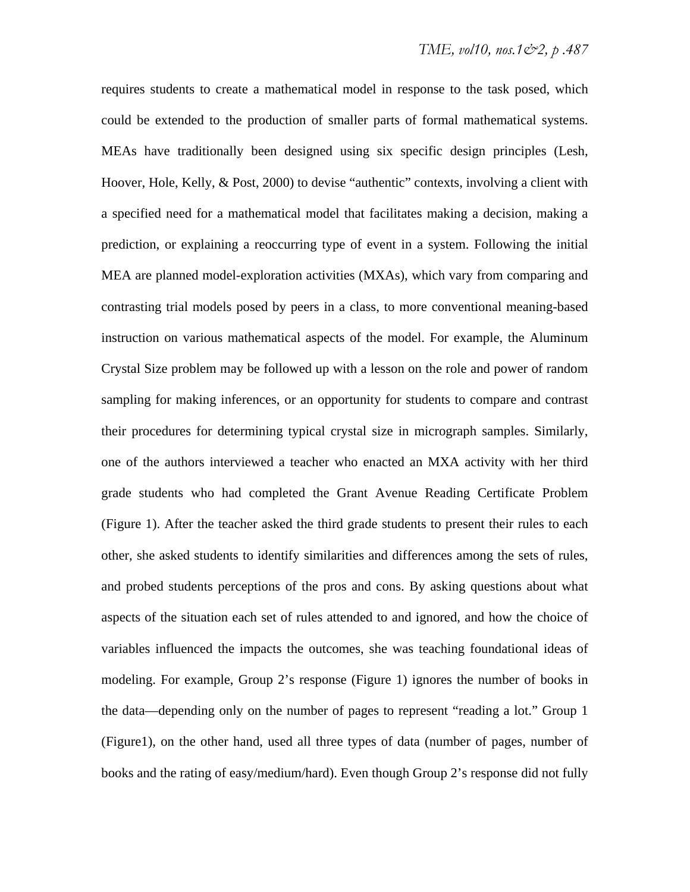requires students to create a mathematical model in response to the task posed, which could be extended to the production of smaller parts of formal mathematical systems. MEAs have traditionally been designed using six specific design principles (Lesh, Hoover, Hole, Kelly, & Post, 2000) to devise "authentic" contexts, involving a client with a specified need for a mathematical model that facilitates making a decision, making a prediction, or explaining a reoccurring type of event in a system. Following the initial MEA are planned model-exploration activities (MXAs), which vary from comparing and contrasting trial models posed by peers in a class, to more conventional meaning-based instruction on various mathematical aspects of the model. For example, the Aluminum Crystal Size problem may be followed up with a lesson on the role and power of random sampling for making inferences, or an opportunity for students to compare and contrast their procedures for determining typical crystal size in micrograph samples. Similarly, one of the authors interviewed a teacher who enacted an MXA activity with her third grade students who had completed the Grant Avenue Reading Certificate Problem (Figure 1). After the teacher asked the third grade students to present their rules to each other, she asked students to identify similarities and differences among the sets of rules, and probed students perceptions of the pros and cons. By asking questions about what aspects of the situation each set of rules attended to and ignored, and how the choice of variables influenced the impacts the outcomes, she was teaching foundational ideas of modeling. For example, Group 2's response (Figure 1) ignores the number of books in the data—depending only on the number of pages to represent "reading a lot." Group 1 (Figure1), on the other hand, used all three types of data (number of pages, number of books and the rating of easy/medium/hard). Even though Group 2's response did not fully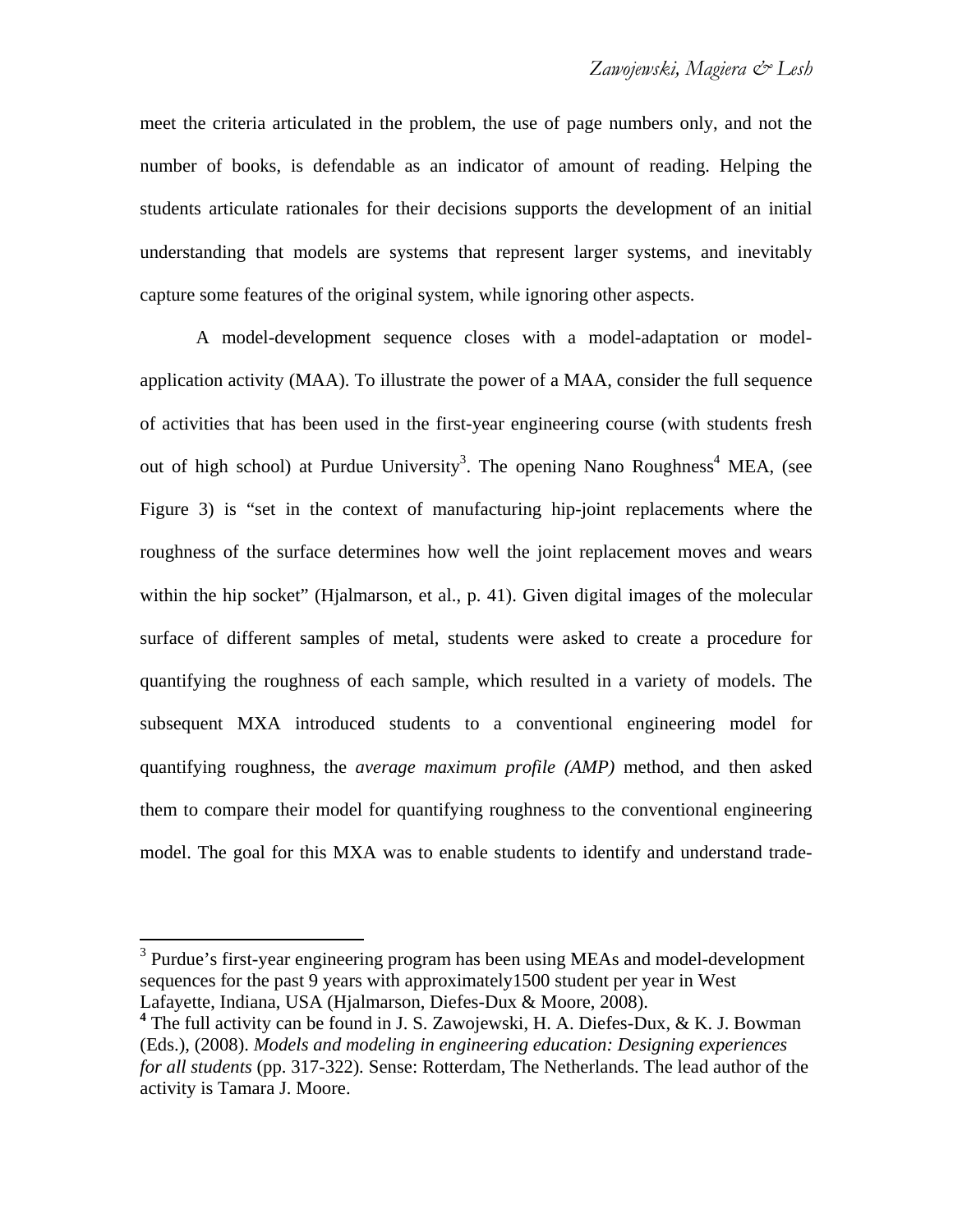meet the criteria articulated in the problem, the use of page numbers only, and not the number of books, is defendable as an indicator of amount of reading. Helping the students articulate rationales for their decisions supports the development of an initial understanding that models are systems that represent larger systems, and inevitably capture some features of the original system, while ignoring other aspects.

A model-development sequence closes with a model-adaptation or model-application activity (MAA). To illustrate the power of a MAA, consider the full sequence of activities that has been used in the first-year engineering course (with students fresh out of high school) at Purdue University[3]. The opening Nano Roughness[4] MEA, (see Figure 3) is "set in the context of manufacturing hip-joint replacements where the roughness of the surface determines how well the joint replacement moves and wears within the hip socket" (Hjalmarson, et al., p. 41). Given digital images of the molecular surface of different samples of metal, students were asked to create a procedure for quantifying the roughness of each sample, which resulted in a variety of models. The subsequent MXA introduced students to a conventional engineering model for quantifying roughness, the *average maximum profile (AMP)* method, and then asked them to compare their model for quantifying roughness to the conventional engineering model. The goal for this MXA was to enable students to identify and understand trade-

---

[3] Purdue's first-year engineering program has been using MEAs and model-development sequences for the past 9 years with approximately1500 student per year in West Lafayette, Indiana, USA (Hjalmarson, Diefes-Dux & Moore, 2008).

[4] The full activity can be found in J. S. Zawojewski, H. A. Diefes-Dux, & K. J. Bowman (Eds.), (2008). *Models and modeling in engineering education: Designing experiences for all students* (pp. 317-322). Sense: Rotterdam, The Netherlands. The lead author of the activity is Tamara J. Moore.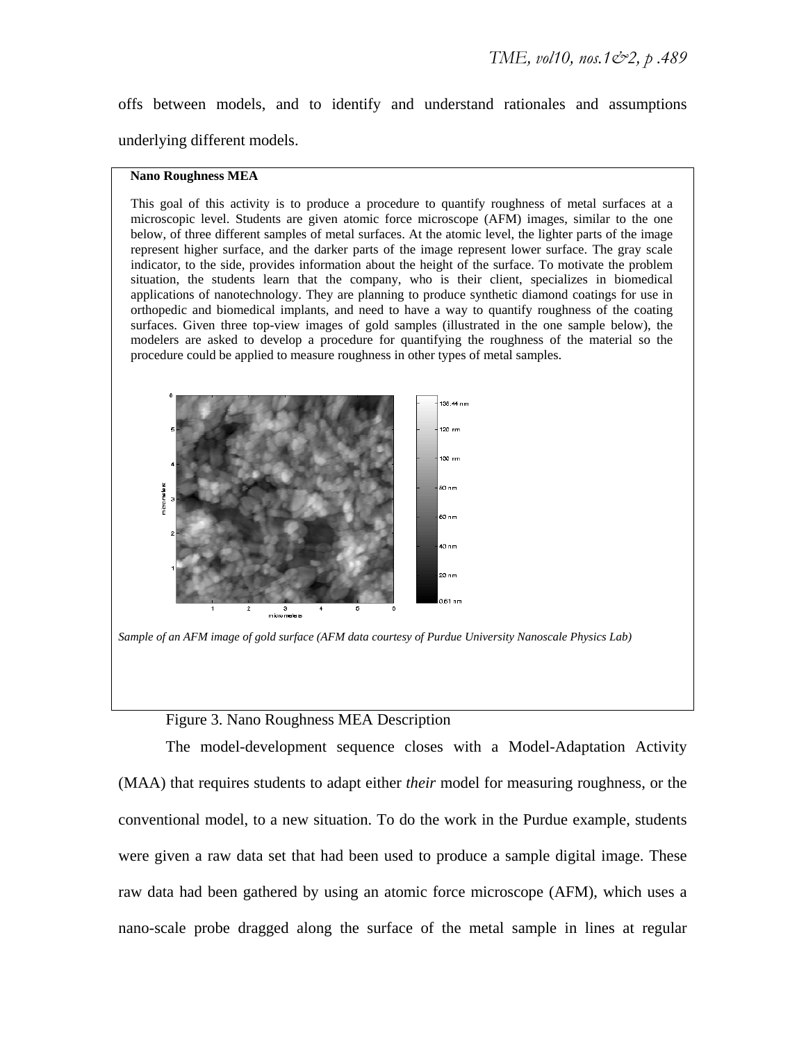offs between models, and to identify and understand rationales and assumptions underlying different models.

**Nano Roughness MEA**

This goal of this activity is to produce a procedure to quantify roughness of metal surfaces at a microscopic level. Students are given atomic force microscope (AFM) images, similar to the one below, of three different samples of metal surfaces. At the atomic level, the lighter parts of the image represent higher surface, and the darker parts of the image represent lower surface. The gray scale indicator, to the side, provides information about the height of the surface. To motivate the problem situation, the students learn that the company, who is their client, specializes in biomedical applications of nanotechnology. They are planning to produce synthetic diamond coatings for use in orthopedic and biomedical implants, and need to have a way to quantify roughness of the coating surfaces. Given three top-view images of gold samples (illustrated in the one sample below), the modelers are asked to develop a procedure for quantifying the roughness of the material so the procedure could be applied to measure roughness in other types of metal samples.

*Sample of an AFM image of gold surface (AFM data courtesy of Purdue University Nanoscale Physics Lab)*

Figure 3. Nano Roughness MEA Description

The model-development sequence closes with a Model-Adaptation Activity (MAA) that requires students to adapt either *their* model for measuring roughness, or the conventional model, to a new situation. To do the work in the Purdue example, students were given a raw data set that had been used to produce a sample digital image. These raw data had been gathered by using an atomic force microscope (AFM), which uses a nano-scale probe dragged along the surface of the metal sample in lines at regular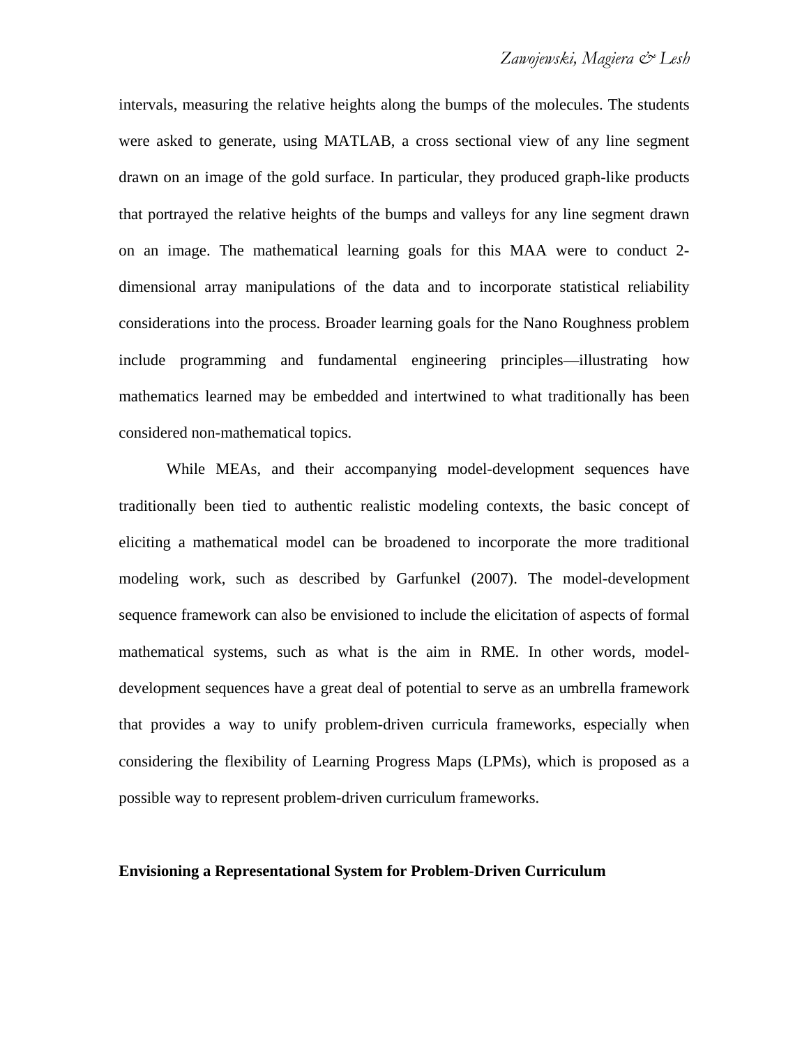intervals, measuring the relative heights along the bumps of the molecules. The students were asked to generate, using MATLAB, a cross sectional view of any line segment drawn on an image of the gold surface. In particular, they produced graph-like products that portrayed the relative heights of the bumps and valleys for any line segment drawn on an image. The mathematical learning goals for this MAA were to conduct 2-dimensional array manipulations of the data and to incorporate statistical reliability considerations into the process. Broader learning goals for the Nano Roughness problem include programming and fundamental engineering principles—illustrating how mathematics learned may be embedded and intertwined to what traditionally has been considered non-mathematical topics.

While MEAs, and their accompanying model-development sequences have traditionally been tied to authentic realistic modeling contexts, the basic concept of eliciting a mathematical model can be broadened to incorporate the more traditional modeling work, such as described by Garfunkel (2007). The model-development sequence framework can also be envisioned to include the elicitation of aspects of formal mathematical systems, such as what is the aim in RME. In other words, model-development sequences have a great deal of potential to serve as an umbrella framework that provides a way to unify problem-driven curricula frameworks, especially when considering the flexibility of Learning Progress Maps (LPMs), which is proposed as a possible way to represent problem-driven curriculum frameworks.

**Envisioning a Representational System for Problem-Driven Curriculum**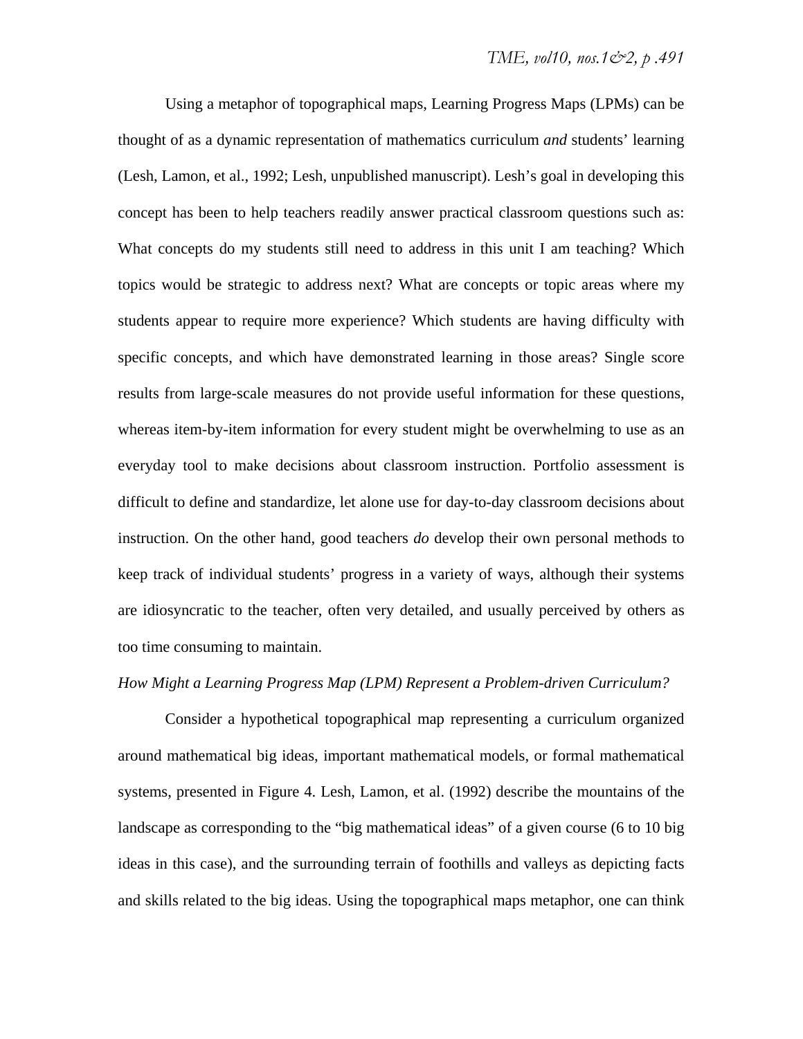Using a metaphor of topographical maps, Learning Progress Maps (LPMs) can be thought of as a dynamic representation of mathematics curriculum *and* students' learning (Lesh, Lamon, et al., 1992; Lesh, unpublished manuscript). Lesh's goal in developing this concept has been to help teachers readily answer practical classroom questions such as: What concepts do my students still need to address in this unit I am teaching? Which topics would be strategic to address next? What are concepts or topic areas where my students appear to require more experience? Which students are having difficulty with specific concepts, and which have demonstrated learning in those areas? Single score results from large-scale measures do not provide useful information for these questions, whereas item-by-item information for every student might be overwhelming to use as an everyday tool to make decisions about classroom instruction. Portfolio assessment is difficult to define and standardize, let alone use for day-to-day classroom decisions about instruction. On the other hand, good teachers *do* develop their own personal methods to keep track of individual students' progress in a variety of ways, although their systems are idiosyncratic to the teacher, often very detailed, and usually perceived by others as too time consuming to maintain.

*How Might a Learning Progress Map (LPM) Represent a Problem-driven Curriculum?*

Consider a hypothetical topographical map representing a curriculum organized around mathematical big ideas, important mathematical models, or formal mathematical systems, presented in Figure 4. Lesh, Lamon, et al. (1992) describe the mountains of the landscape as corresponding to the "big mathematical ideas" of a given course (6 to 10 big ideas in this case), and the surrounding terrain of foothills and valleys as depicting facts and skills related to the big ideas. Using the topographical maps metaphor, one can think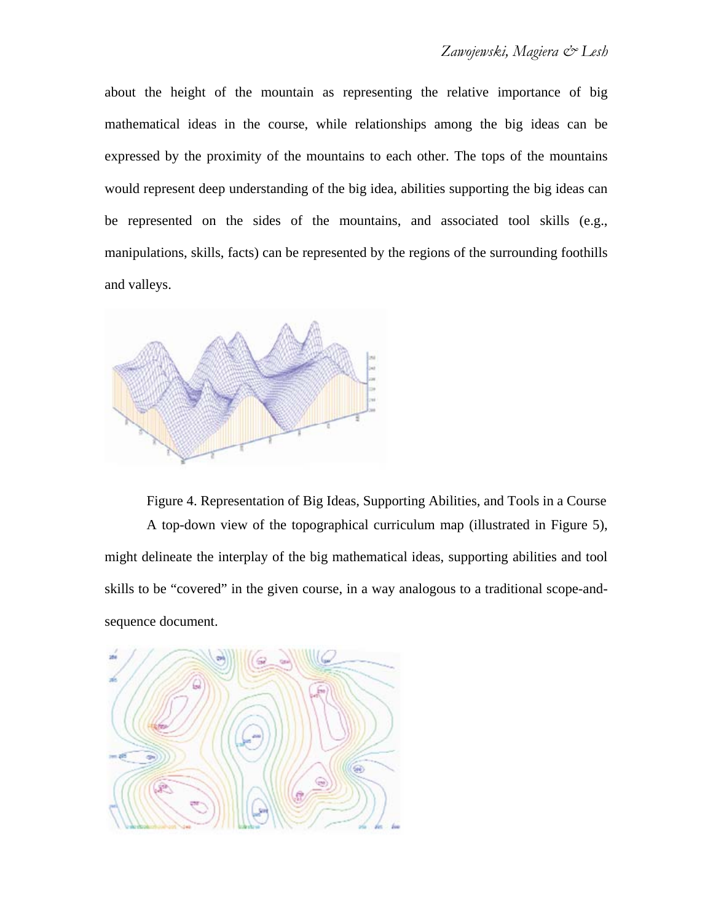about the height of the mountain as representing the relative importance of big mathematical ideas in the course, while relationships among the big ideas can be expressed by the proximity of the mountains to each other. The tops of the mountains would represent deep understanding of the big idea, abilities supporting the big ideas can be represented on the sides of the mountains, and associated tool skills (e.g., manipulations, skills, facts) can be represented by the regions of the surrounding foothills and valleys.

Figure 4. Representation of Big Ideas, Supporting Abilities, and Tools in a Course

A top-down view of the topographical curriculum map (illustrated in Figure 5), might delineate the interplay of the big mathematical ideas, supporting abilities and tool skills to be "covered" in the given course, in a way analogous to a traditional scope-and-sequence document.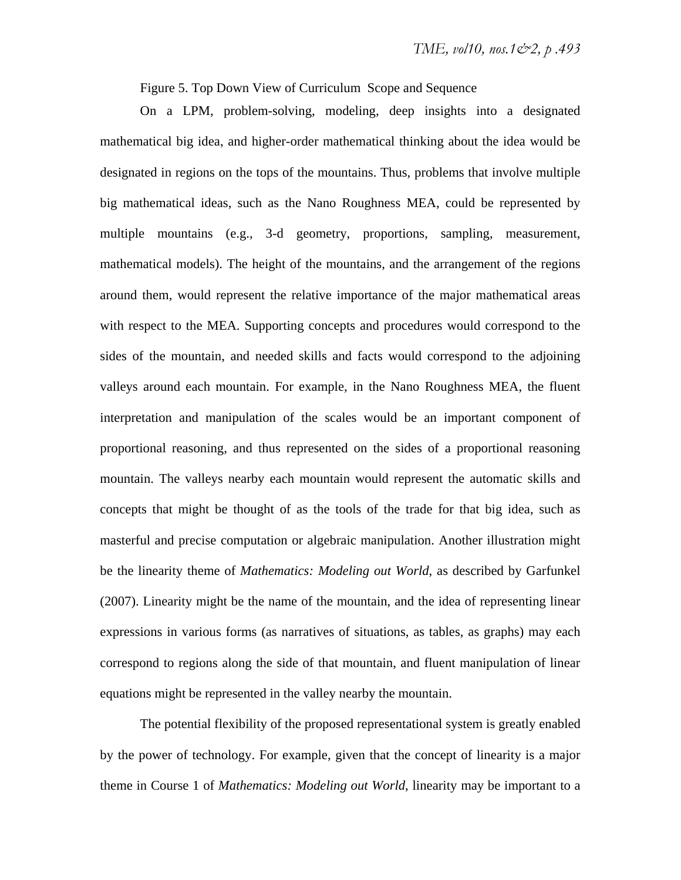Figure 5. Top Down View of Curriculum Scope and Sequence

On a LPM, problem-solving, modeling, deep insights into a designated mathematical big idea, and higher-order mathematical thinking about the idea would be designated in regions on the tops of the mountains. Thus, problems that involve multiple big mathematical ideas, such as the Nano Roughness MEA, could be represented by multiple mountains (e.g., 3-d geometry, proportions, sampling, measurement, mathematical models). The height of the mountains, and the arrangement of the regions around them, would represent the relative importance of the major mathematical areas with respect to the MEA. Supporting concepts and procedures would correspond to the sides of the mountain, and needed skills and facts would correspond to the adjoining valleys around each mountain. For example, in the Nano Roughness MEA, the fluent interpretation and manipulation of the scales would be an important component of proportional reasoning, and thus represented on the sides of a proportional reasoning mountain. The valleys nearby each mountain would represent the automatic skills and concepts that might be thought of as the tools of the trade for that big idea, such as masterful and precise computation or algebraic manipulation. Another illustration might be the linearity theme of *Mathematics: Modeling out World*, as described by Garfunkel (2007). Linearity might be the name of the mountain, and the idea of representing linear expressions in various forms (as narratives of situations, as tables, as graphs) may each correspond to regions along the side of that mountain, and fluent manipulation of linear equations might be represented in the valley nearby the mountain.

The potential flexibility of the proposed representational system is greatly enabled by the power of technology. For example, given that the concept of linearity is a major theme in Course 1 of *Mathematics: Modeling out World*, linearity may be important to a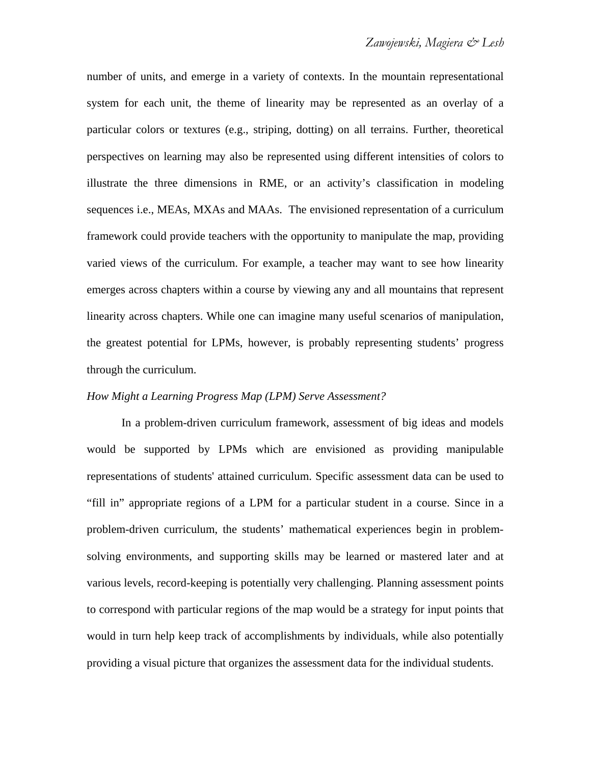number of units, and emerge in a variety of contexts. In the mountain representational system for each unit, the theme of linearity may be represented as an overlay of a particular colors or textures (e.g., striping, dotting) on all terrains. Further, theoretical perspectives on learning may also be represented using different intensities of colors to illustrate the three dimensions in RME, or an activity's classification in modeling sequences i.e., MEAs, MXAs and MAAs. The envisioned representation of a curriculum framework could provide teachers with the opportunity to manipulate the map, providing varied views of the curriculum. For example, a teacher may want to see how linearity emerges across chapters within a course by viewing any and all mountains that represent linearity across chapters. While one can imagine many useful scenarios of manipulation, the greatest potential for LPMs, however, is probably representing students' progress through the curriculum.

*How Might a Learning Progress Map (LPM) Serve Assessment?*

In a problem-driven curriculum framework, assessment of big ideas and models would be supported by LPMs which are envisioned as providing manipulable representations of students' attained curriculum. Specific assessment data can be used to "fill in" appropriate regions of a LPM for a particular student in a course. Since in a problem-driven curriculum, the students' mathematical experiences begin in problem-solving environments, and supporting skills may be learned or mastered later and at various levels, record-keeping is potentially very challenging. Planning assessment points to correspond with particular regions of the map would be a strategy for input points that would in turn help keep track of accomplishments by individuals, while also potentially providing a visual picture that organizes the assessment data for the individual students.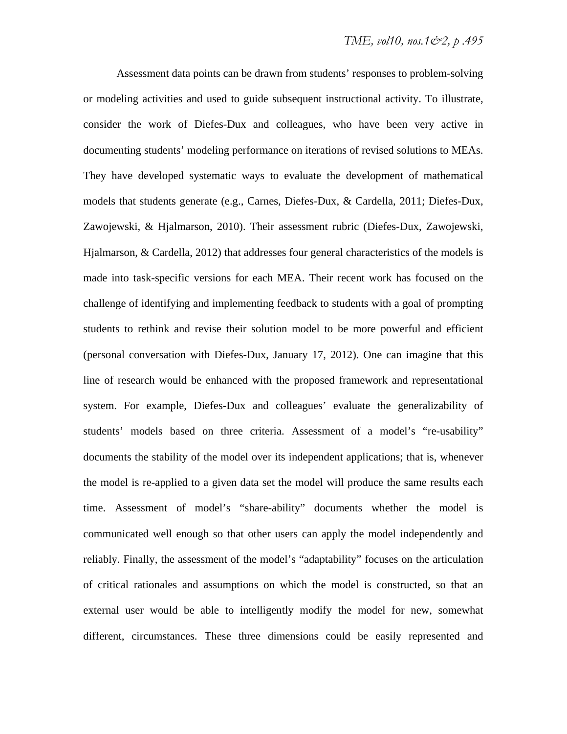Assessment data points can be drawn from students' responses to problem-solving or modeling activities and used to guide subsequent instructional activity. To illustrate, consider the work of Diefes-Dux and colleagues, who have been very active in documenting students' modeling performance on iterations of revised solutions to MEAs. They have developed systematic ways to evaluate the development of mathematical models that students generate (e.g., Carnes, Diefes-Dux, & Cardella, 2011; Diefes-Dux, Zawojewski, & Hjalmarson, 2010). Their assessment rubric (Diefes-Dux, Zawojewski, Hjalmarson, & Cardella, 2012) that addresses four general characteristics of the models is made into task-specific versions for each MEA. Their recent work has focused on the challenge of identifying and implementing feedback to students with a goal of prompting students to rethink and revise their solution model to be more powerful and efficient (personal conversation with Diefes-Dux, January 17, 2012). One can imagine that this line of research would be enhanced with the proposed framework and representational system. For example, Diefes-Dux and colleagues' evaluate the generalizability of students' models based on three criteria. Assessment of a model's "re-usability" documents the stability of the model over its independent applications; that is, whenever the model is re-applied to a given data set the model will produce the same results each time. Assessment of model's "share-ability" documents whether the model is communicated well enough so that other users can apply the model independently and reliably. Finally, the assessment of the model's "adaptability" focuses on the articulation of critical rationales and assumptions on which the model is constructed, so that an external user would be able to intelligently modify the model for new, somewhat different, circumstances. These three dimensions could be easily represented and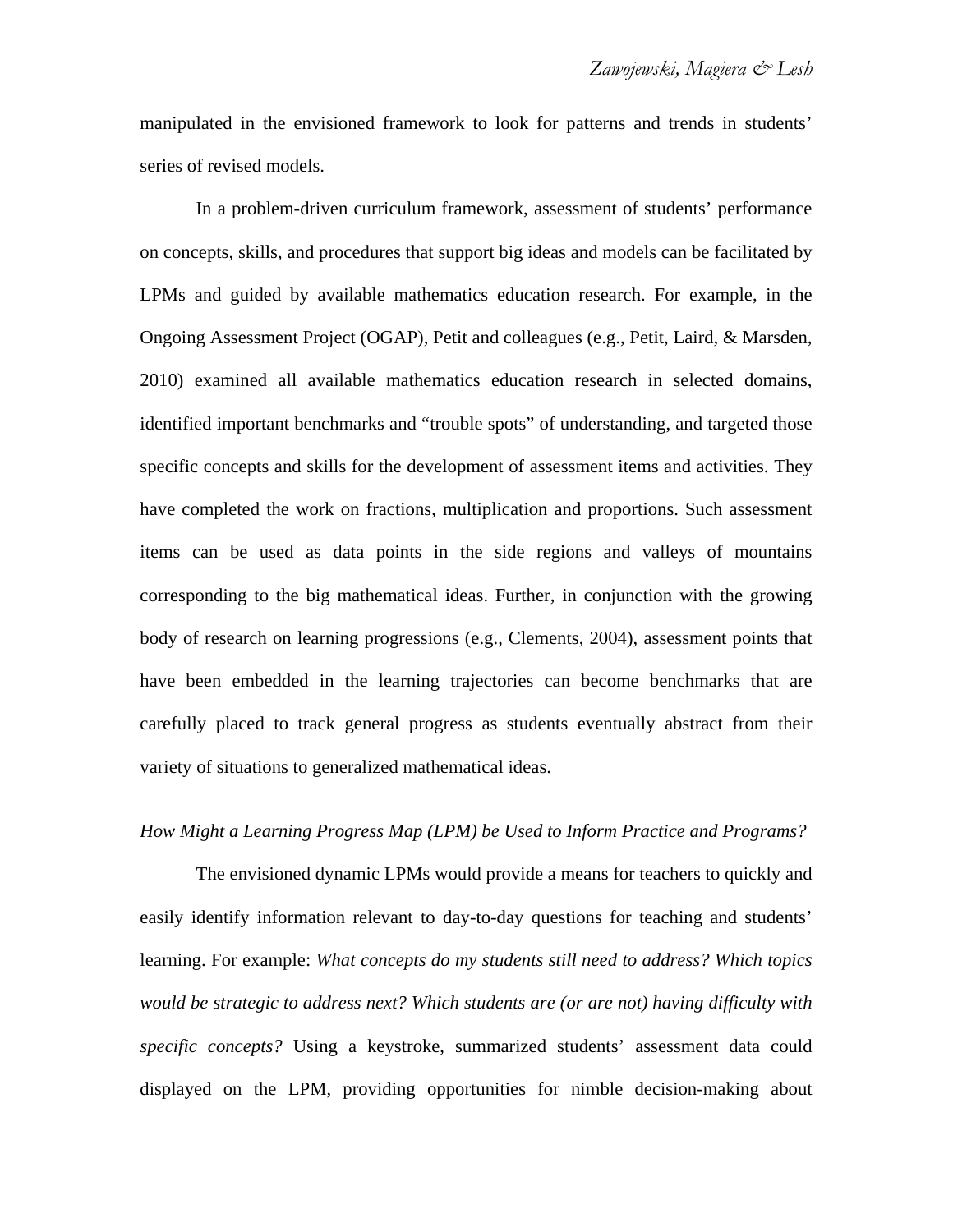manipulated in the envisioned framework to look for patterns and trends in students' series of revised models.

In a problem-driven curriculum framework, assessment of students' performance on concepts, skills, and procedures that support big ideas and models can be facilitated by LPMs and guided by available mathematics education research. For example, in the Ongoing Assessment Project (OGAP), Petit and colleagues (e.g., Petit, Laird, & Marsden, 2010) examined all available mathematics education research in selected domains, identified important benchmarks and "trouble spots" of understanding, and targeted those specific concepts and skills for the development of assessment items and activities. They have completed the work on fractions, multiplication and proportions. Such assessment items can be used as data points in the side regions and valleys of mountains corresponding to the big mathematical ideas. Further, in conjunction with the growing body of research on learning progressions (e.g., Clements, 2004), assessment points that have been embedded in the learning trajectories can become benchmarks that are carefully placed to track general progress as students eventually abstract from their variety of situations to generalized mathematical ideas.

*How Might a Learning Progress Map (LPM) be Used to Inform Practice and Programs?*

The envisioned dynamic LPMs would provide a means for teachers to quickly and easily identify information relevant to day-to-day questions for teaching and students' learning. For example: *What concepts do my students still need to address? Which topics would be strategic to address next? Which students are (or are not) having difficulty with specific concepts?* Using a keystroke, summarized students' assessment data could displayed on the LPM, providing opportunities for nimble decision-making about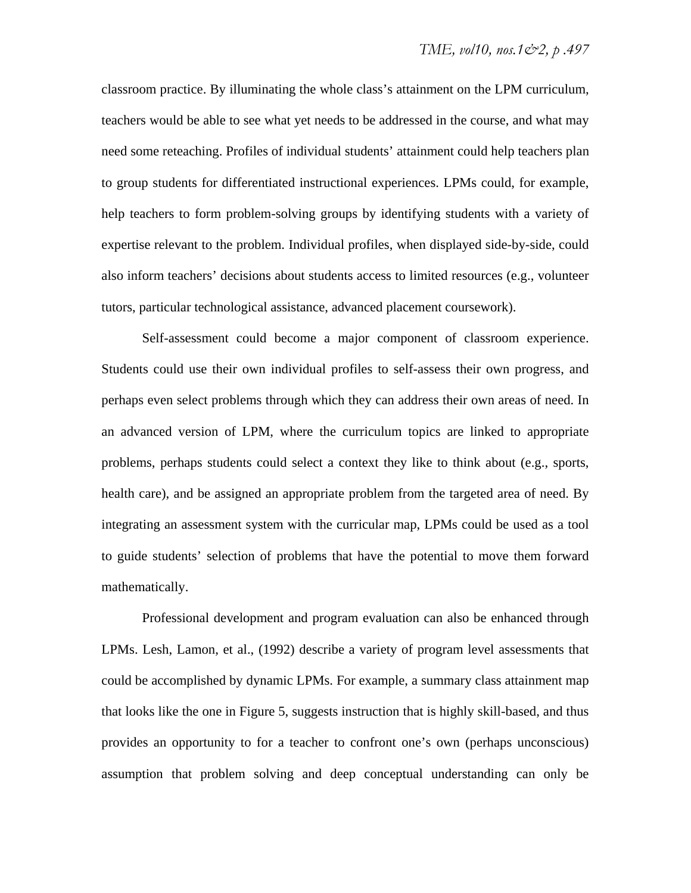classroom practice. By illuminating the whole class's attainment on the LPM curriculum, teachers would be able to see what yet needs to be addressed in the course, and what may need some reteaching. Profiles of individual students' attainment could help teachers plan to group students for differentiated instructional experiences. LPMs could, for example, help teachers to form problem-solving groups by identifying students with a variety of expertise relevant to the problem. Individual profiles, when displayed side-by-side, could also inform teachers' decisions about students access to limited resources (e.g., volunteer tutors, particular technological assistance, advanced placement coursework).

Self-assessment could become a major component of classroom experience. Students could use their own individual profiles to self-assess their own progress, and perhaps even select problems through which they can address their own areas of need. In an advanced version of LPM, where the curriculum topics are linked to appropriate problems, perhaps students could select a context they like to think about (e.g., sports, health care), and be assigned an appropriate problem from the targeted area of need. By integrating an assessment system with the curricular map, LPMs could be used as a tool to guide students' selection of problems that have the potential to move them forward mathematically.

Professional development and program evaluation can also be enhanced through LPMs. Lesh, Lamon, et al., (1992) describe a variety of program level assessments that could be accomplished by dynamic LPMs. For example, a summary class attainment map that looks like the one in Figure 5, suggests instruction that is highly skill-based, and thus provides an opportunity to for a teacher to confront one's own (perhaps unconscious) assumption that problem solving and deep conceptual understanding can only be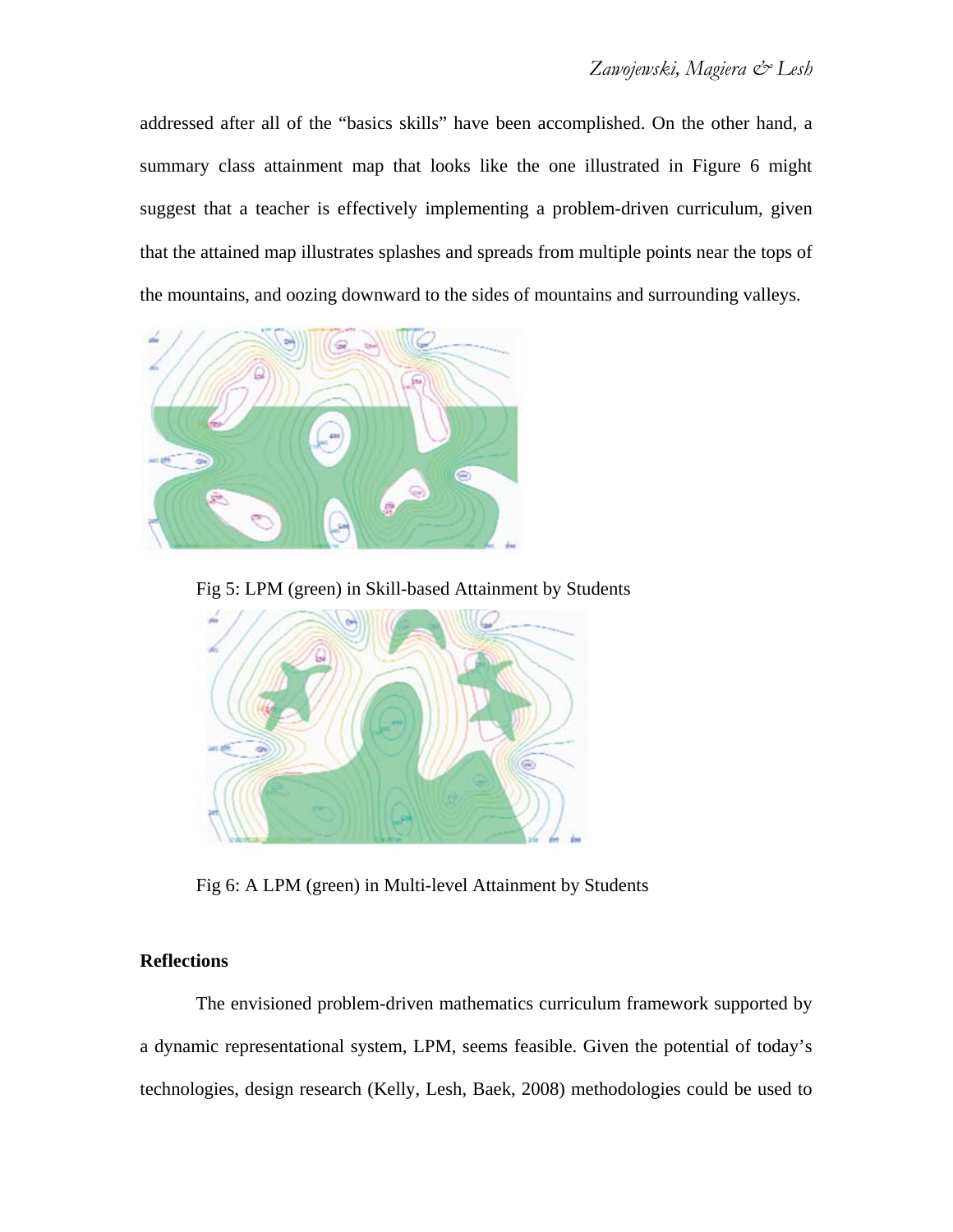addressed after all of the "basics skills" have been accomplished. On the other hand, a summary class attainment map that looks like the one illustrated in Figure 6 might suggest that a teacher is effectively implementing a problem-driven curriculum, given that the attained map illustrates splashes and spreads from multiple points near the tops of the mountains, and oozing downward to the sides of mountains and surrounding valleys.

Fig 5: LPM (green) in Skill-based Attainment by Students

Fig 6: A LPM (green) in Multi-level Attainment by Students

### Reflections

The envisioned problem-driven mathematics curriculum framework supported by a dynamic representational system, LPM, seems feasible. Given the potential of today's technologies, design research (Kelly, Lesh, Baek, 2008) methodologies could be used to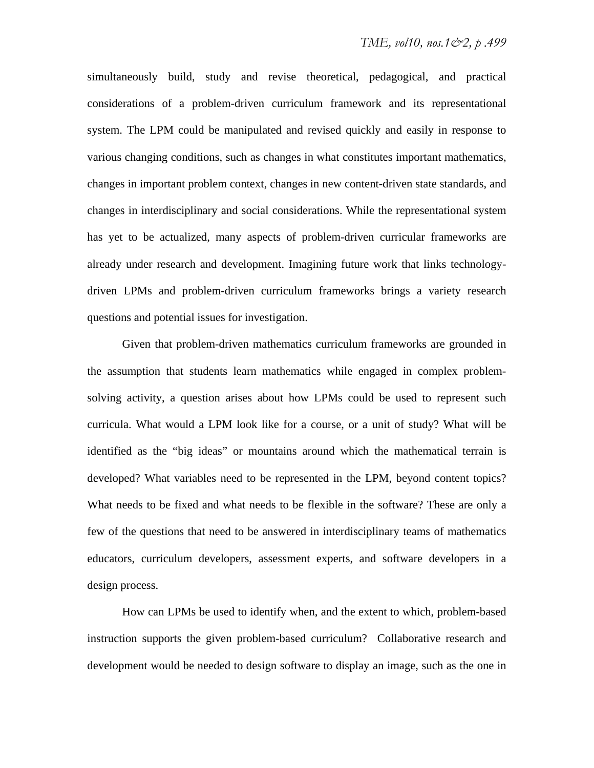simultaneously build, study and revise theoretical, pedagogical, and practical considerations of a problem-driven curriculum framework and its representational system. The LPM could be manipulated and revised quickly and easily in response to various changing conditions, such as changes in what constitutes important mathematics, changes in important problem context, changes in new content-driven state standards, and changes in interdisciplinary and social considerations. While the representational system has yet to be actualized, many aspects of problem-driven curricular frameworks are already under research and development. Imagining future work that links technology-driven LPMs and problem-driven curriculum frameworks brings a variety research questions and potential issues for investigation.

Given that problem-driven mathematics curriculum frameworks are grounded in the assumption that students learn mathematics while engaged in complex problem-solving activity, a question arises about how LPMs could be used to represent such curricula. What would a LPM look like for a course, or a unit of study? What will be identified as the "big ideas" or mountains around which the mathematical terrain is developed? What variables need to be represented in the LPM, beyond content topics? What needs to be fixed and what needs to be flexible in the software? These are only a few of the questions that need to be answered in interdisciplinary teams of mathematics educators, curriculum developers, assessment experts, and software developers in a design process.

How can LPMs be used to identify when, and the extent to which, problem-based instruction supports the given problem-based curriculum? Collaborative research and development would be needed to design software to display an image, such as the one in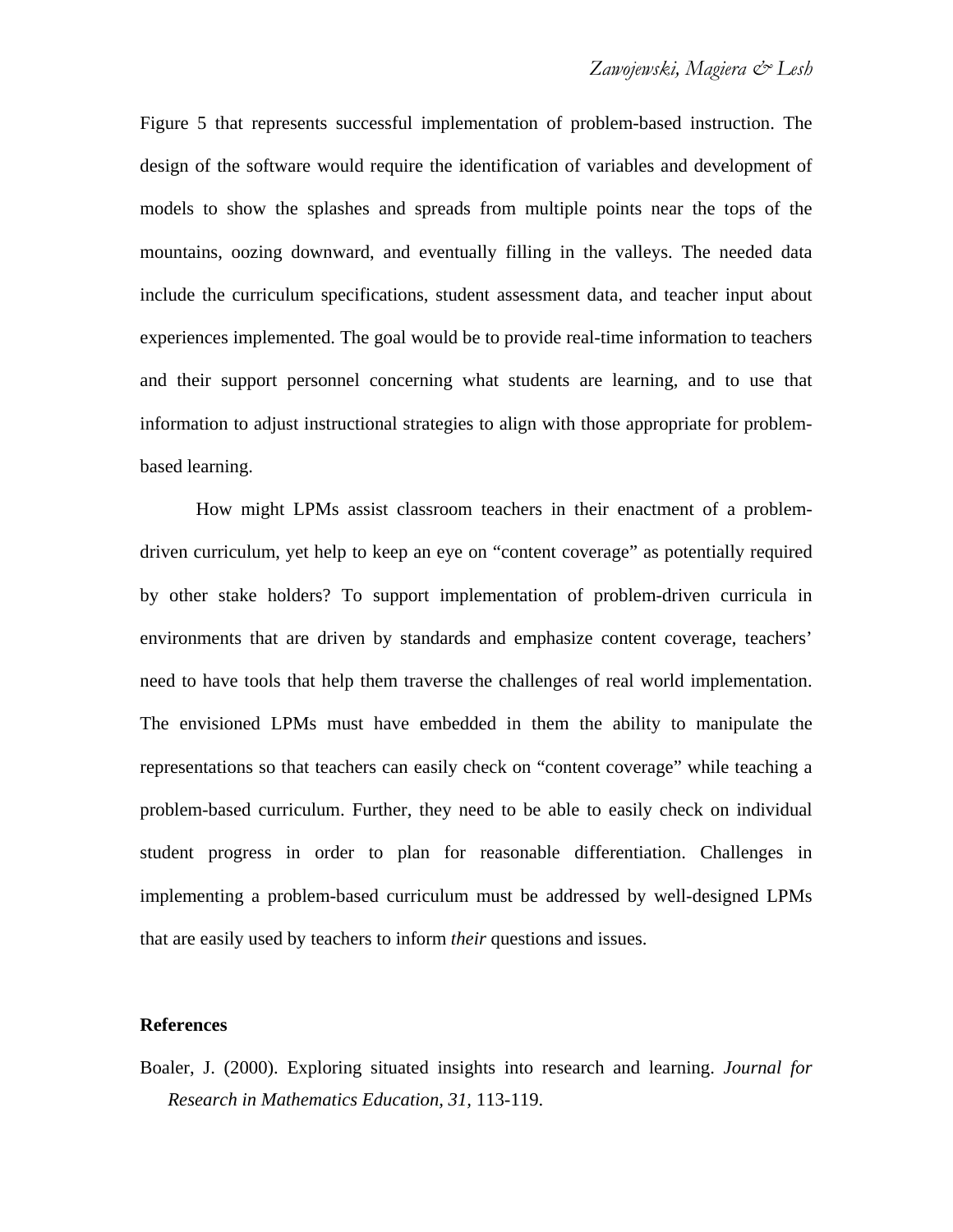Figure 5 that represents successful implementation of problem-based instruction. The design of the software would require the identification of variables and development of models to show the splashes and spreads from multiple points near the tops of the mountains, oozing downward, and eventually filling in the valleys. The needed data include the curriculum specifications, student assessment data, and teacher input about experiences implemented. The goal would be to provide real-time information to teachers and their support personnel concerning what students are learning, and to use that information to adjust instructional strategies to align with those appropriate for problem-based learning.

How might LPMs assist classroom teachers in their enactment of a problem-driven curriculum, yet help to keep an eye on "content coverage" as potentially required by other stake holders? To support implementation of problem-driven curricula in environments that are driven by standards and emphasize content coverage, teachers' need to have tools that help them traverse the challenges of real world implementation. The envisioned LPMs must have embedded in them the ability to manipulate the representations so that teachers can easily check on "content coverage" while teaching a problem-based curriculum. Further, they need to be able to easily check on individual student progress in order to plan for reasonable differentiation. Challenges in implementing a problem-based curriculum must be addressed by well-designed LPMs that are easily used by teachers to inform *their* questions and issues.

## References

Boaler, J. (2000). Exploring situated insights into research and learning. *Journal for Research in Mathematics Education, 31*, 113-119.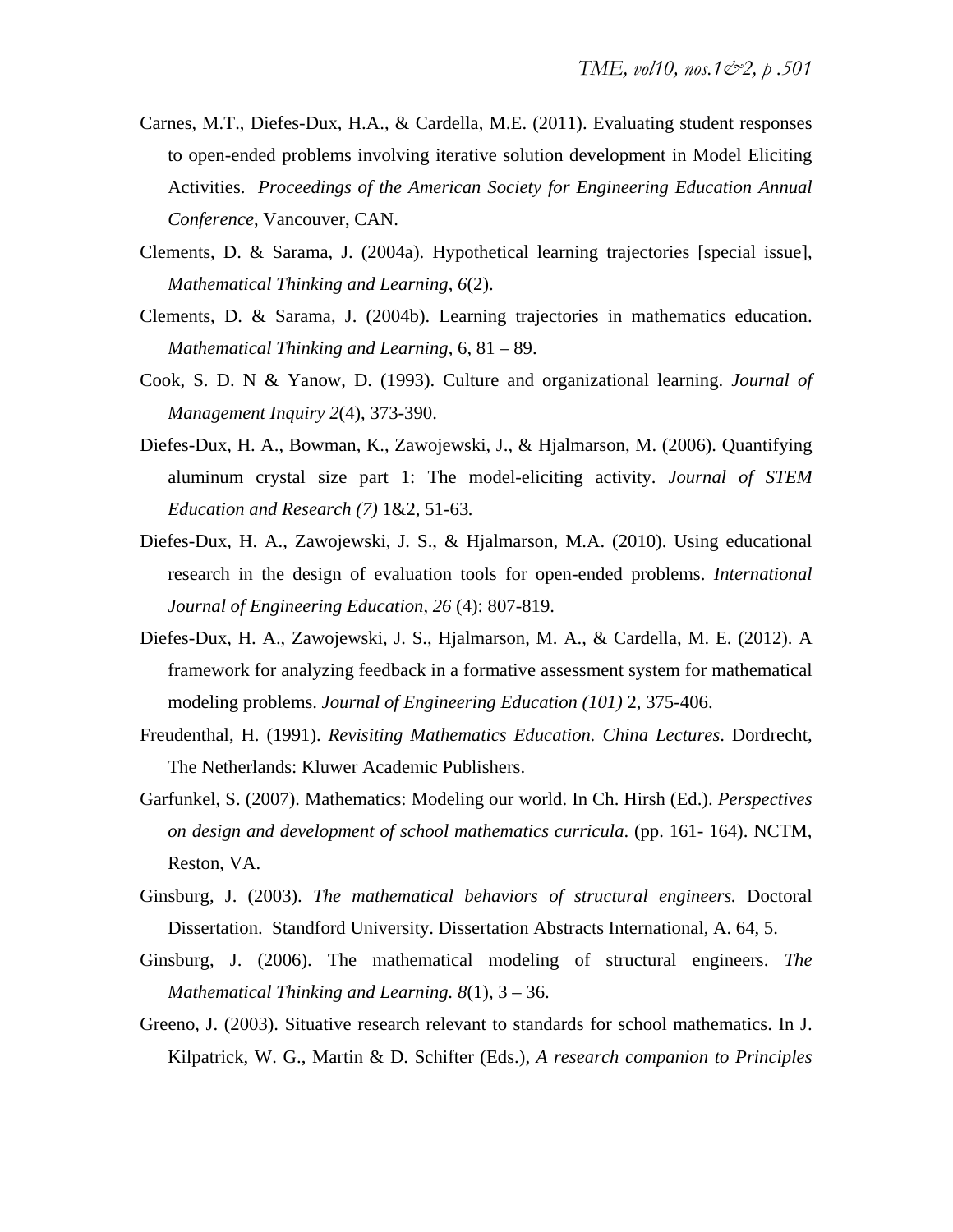Carnes, M.T., Diefes-Dux, H.A., & Cardella, M.E. (2011). Evaluating student responses to open-ended problems involving iterative solution development in Model Eliciting Activities. *Proceedings of the American Society for Engineering Education Annual Conference*, Vancouver, CAN.

Clements, D. & Sarama, J. (2004a). Hypothetical learning trajectories [special issue], *Mathematical Thinking and Learning*, *6*(2).

Clements, D. & Sarama, J. (2004b). Learning trajectories in mathematics education. *Mathematical Thinking and Learning*, 6, 81 – 89.

Cook, S. D. N & Yanow, D. (1993). Culture and organizational learning. *Journal of Management Inquiry 2*(4), 373-390.

Diefes-Dux, H. A., Bowman, K., Zawojewski, J., & Hjalmarson, M. (2006). Quantifying aluminum crystal size part 1: The model-eliciting activity. *Journal of STEM Education and Research (7)* 1&2, 51-63.

Diefes-Dux, H. A., Zawojewski, J. S., & Hjalmarson, M.A. (2010). Using educational research in the design of evaluation tools for open-ended problems. *International Journal of Engineering Education*, *26* (4): 807-819.

Diefes-Dux, H. A., Zawojewski, J. S., Hjalmarson, M. A., & Cardella, M. E. (2012). A framework for analyzing feedback in a formative assessment system for mathematical modeling problems. *Journal of Engineering Education (101)* 2, 375-406.

Freudenthal, H. (1991). *Revisiting Mathematics Education. China Lectures*. Dordrecht, The Netherlands: Kluwer Academic Publishers.

Garfunkel, S. (2007). Mathematics: Modeling our world. In Ch. Hirsh (Ed.). *Perspectives on design and development of school mathematics curricula*. (pp. 161- 164). NCTM, Reston, VA.

Ginsburg, J. (2003). *The mathematical behaviors of structural engineers.* Doctoral Dissertation. Standford University. Dissertation Abstracts International, A. 64, 5.

Ginsburg, J. (2006). The mathematical modeling of structural engineers. *The Mathematical Thinking and Learning. 8*(1), 3 – 36.

Greeno, J. (2003). Situative research relevant to standards for school mathematics. In J. Kilpatrick, W. G., Martin & D. Schifter (Eds.), *A research companion to Principles*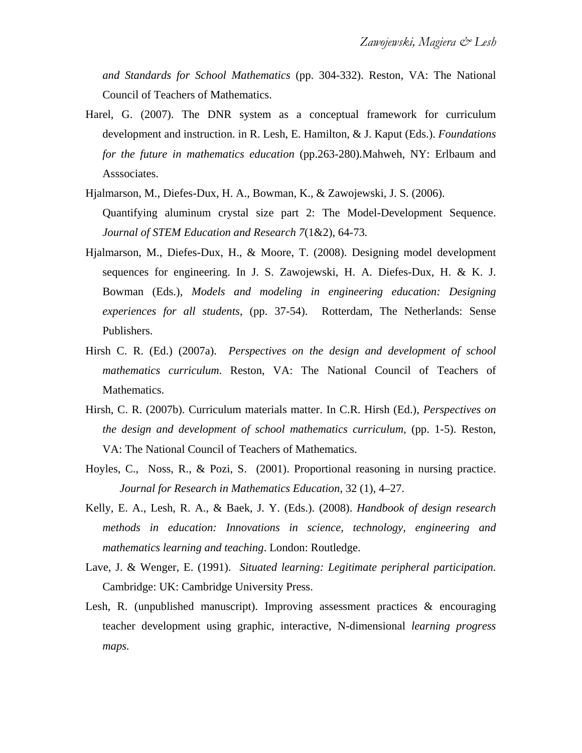*and Standards for School Mathematics* (pp. 304-332). Reston, VA: The National Council of Teachers of Mathematics.

Harel, G. (2007). The DNR system as a conceptual framework for curriculum development and instruction. in R. Lesh, E. Hamilton, & J. Kaput (Eds.). *Foundations for the future in mathematics education* (pp.263-280).Mahweh, NY: Erlbaum and Asssociates.

Hjalmarson, M., Diefes-Dux, H. A., Bowman, K., & Zawojewski, J. S. (2006). Quantifying aluminum crystal size part 2: The Model-Development Sequence. *Journal of STEM Education and Research 7*(1&2), 64-73.

Hjalmarson, M., Diefes-Dux, H., & Moore, T. (2008). Designing model development sequences for engineering. In J. S. Zawojewski, H. A. Diefes-Dux, H. & K. J. Bowman (Eds.), *Models and modeling in engineering education: Designing experiences for all students*, (pp. 37-54). Rotterdam, The Netherlands: Sense Publishers.

Hirsh C. R. (Ed.) (2007a). *Perspectives on the design and development of school mathematics curriculum*. Reston, VA: The National Council of Teachers of Mathematics.

Hirsh, C. R. (2007b). Curriculum materials matter. In C.R. Hirsh (Ed.), *Perspectives on the design and development of school mathematics curriculum*, (pp. 1-5). Reston, VA: The National Council of Teachers of Mathematics.

Hoyles, C., Noss, R., & Pozi, S. (2001). Proportional reasoning in nursing practice. *Journal for Research in Mathematics Education*, 32 (1), 4–27.

Kelly, E. A., Lesh, R. A., & Baek, J. Y. (Eds.). (2008). *Handbook of design research methods in education: Innovations in science, technology, engineering and mathematics learning and teaching*. London: Routledge.

Lave, J. & Wenger, E. (1991). *Situated learning: Legitimate peripheral participation.* Cambridge: UK: Cambridge University Press.

Lesh, R. (unpublished manuscript). Improving assessment practices & encouraging teacher development using graphic, interactive, N-dimensional *learning progress maps*.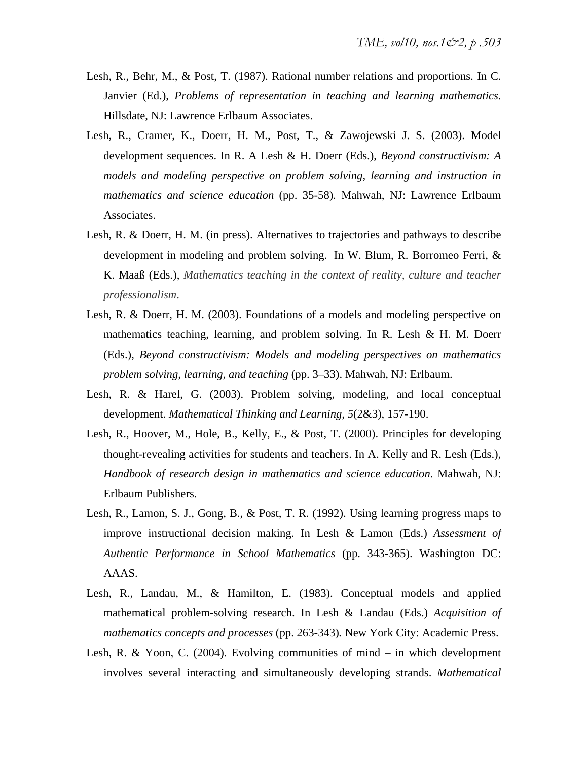Lesh, R., Behr, M., & Post, T. (1987). Rational number relations and proportions. In C. Janvier (Ed.), *Problems of representation in teaching and learning mathematics*. Hillsdate, NJ: Lawrence Erlbaum Associates.

Lesh, R., Cramer, K., Doerr, H. M., Post, T., & Zawojewski J. S. (2003). Model development sequences. In R. A Lesh & H. Doerr (Eds.), *Beyond constructivism: A models and modeling perspective on problem solving, learning and instruction in mathematics and science education* (pp. 35-58). Mahwah, NJ: Lawrence Erlbaum Associates.

Lesh, R. & Doerr, H. M. (in press). Alternatives to trajectories and pathways to describe development in modeling and problem solving. In W. Blum, R. Borromeo Ferri, & K. Maaß (Eds.), *Mathematics teaching in the context of reality, culture and teacher professionalism*.

Lesh, R. & Doerr, H. M. (2003). Foundations of a models and modeling perspective on mathematics teaching, learning, and problem solving. In R. Lesh & H. M. Doerr (Eds.), *Beyond constructivism: Models and modeling perspectives on mathematics problem solving, learning, and teaching* (pp. 3–33). Mahwah, NJ: Erlbaum.

Lesh, R. & Harel, G. (2003). Problem solving, modeling, and local conceptual development. *Mathematical Thinking and Learning, 5*(2&3), 157-190.

Lesh, R., Hoover, M., Hole, B., Kelly, E., & Post, T. (2000). Principles for developing thought-revealing activities for students and teachers. In A. Kelly and R. Lesh (Eds.), *Handbook of research design in mathematics and science education*. Mahwah, NJ: Erlbaum Publishers.

Lesh, R., Lamon, S. J., Gong, B., & Post, T. R. (1992). Using learning progress maps to improve instructional decision making. In Lesh & Lamon (Eds.) *Assessment of Authentic Performance in School Mathematics* (pp. 343-365). Washington DC: AAAS.

Lesh, R., Landau, M., & Hamilton, E. (1983). Conceptual models and applied mathematical problem-solving research. In Lesh & Landau (Eds.) *Acquisition of mathematics concepts and processes* (pp. 263-343). New York City: Academic Press.

Lesh, R. & Yoon, C. (2004). Evolving communities of mind – in which development involves several interacting and simultaneously developing strands. *Mathematical*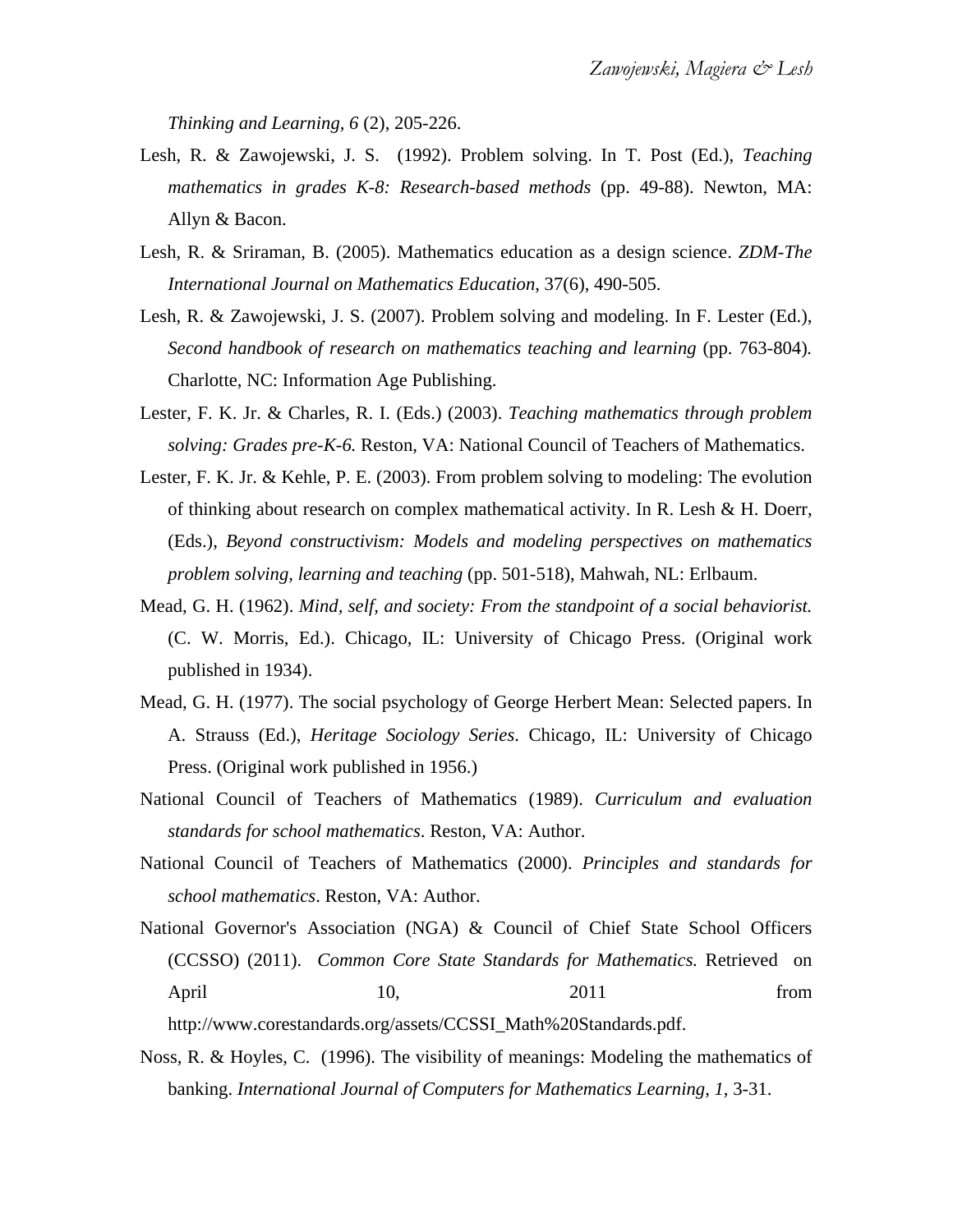*Thinking and Learning, 6* (2), 205-226.

Lesh, R. & Zawojewski, J. S. (1992). Problem solving. In T. Post (Ed.), *Teaching mathematics in grades K-8: Research-based methods* (pp. 49-88). Newton, MA: Allyn & Bacon.

Lesh, R. & Sriraman, B. (2005). Mathematics education as a design science. *ZDM-The International Journal on Mathematics Education*, 37(6), 490-505.

Lesh, R. & Zawojewski, J. S. (2007). Problem solving and modeling. In F. Lester (Ed.), *Second handbook of research on mathematics teaching and learning* (pp. 763-804). Charlotte, NC: Information Age Publishing.

Lester, F. K. Jr. & Charles, R. I. (Eds.) (2003). *Teaching mathematics through problem solving: Grades pre-K-6.* Reston, VA: National Council of Teachers of Mathematics.

Lester, F. K. Jr. & Kehle, P. E. (2003). From problem solving to modeling: The evolution of thinking about research on complex mathematical activity. In R. Lesh & H. Doerr, (Eds.), *Beyond constructivism: Models and modeling perspectives on mathematics problem solving, learning and teaching* (pp. 501-518), Mahwah, NL: Erlbaum.

Mead, G. H. (1962). *Mind, self, and society: From the standpoint of a social behaviorist.* (C. W. Morris, Ed.). Chicago, IL: University of Chicago Press. (Original work published in 1934).

Mead, G. H. (1977). The social psychology of George Herbert Mean: Selected papers. In A. Strauss (Ed.), *Heritage Sociology Series*. Chicago, IL: University of Chicago Press. (Original work published in 1956.)

National Council of Teachers of Mathematics (1989). *Curriculum and evaluation standards for school mathematics*. Reston, VA: Author.

National Council of Teachers of Mathematics (2000). *Principles and standards for school mathematics*. Reston, VA: Author.

National Governor's Association (NGA) & Council of Chief State School Officers (CCSSO) (2011). *Common Core State Standards for Mathematics.* Retrieved on April 10, 2011 from http://www.corestandards.org/assets/CCSSI_Math%20Standards.pdf.

Noss, R. & Hoyles, C. (1996). The visibility of meanings: Modeling the mathematics of banking. *International Journal of Computers for Mathematics Learning*, *1*, 3-31.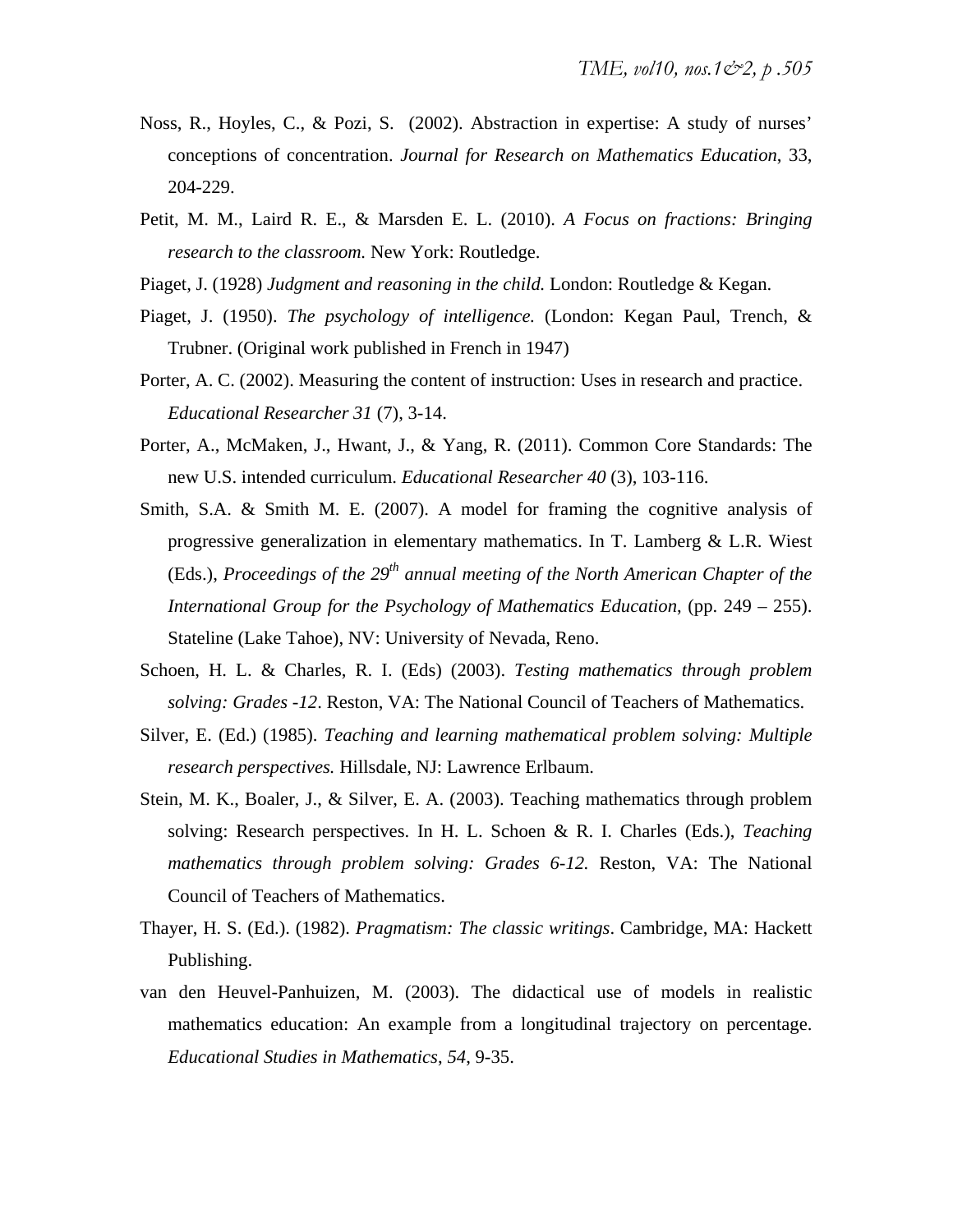Noss, R., Hoyles, C., & Pozi, S. (2002). Abstraction in expertise: A study of nurses' conceptions of concentration. *Journal for Research on Mathematics Education*, 33, 204-229.

Petit, M. M., Laird R. E., & Marsden E. L. (2010). *A Focus on fractions: Bringing research to the classroom.* New York: Routledge.

Piaget, J. (1928) *Judgment and reasoning in the child.* London: Routledge & Kegan.

Piaget, J. (1950). *The psychology of intelligence.* (London: Kegan Paul, Trench, & Trubner. (Original work published in French in 1947)

Porter, A. C. (2002). Measuring the content of instruction: Uses in research and practice. *Educational Researcher 31* (7), 3-14.

Porter, A., McMaken, J., Hwant, J., & Yang, R. (2011). Common Core Standards: The new U.S. intended curriculum. *Educational Researcher 40* (3), 103-116.

Smith, S.A. & Smith M. E. (2007). A model for framing the cognitive analysis of progressive generalization in elementary mathematics. In T. Lamberg & L.R. Wiest (Eds.), *Proceedings of the 29th annual meeting of the North American Chapter of the International Group for the Psychology of Mathematics Education*, (pp. 249 – 255). Stateline (Lake Tahoe), NV: University of Nevada, Reno.

Schoen, H. L. & Charles, R. I. (Eds) (2003). *Testing mathematics through problem solving: Grades -12*. Reston, VA: The National Council of Teachers of Mathematics.

Silver, E. (Ed.) (1985). *Teaching and learning mathematical problem solving: Multiple research perspectives.* Hillsdale, NJ: Lawrence Erlbaum.

Stein, M. K., Boaler, J., & Silver, E. A. (2003). Teaching mathematics through problem solving: Research perspectives. In H. L. Schoen & R. I. Charles (Eds.), *Teaching mathematics through problem solving: Grades 6-12.* Reston, VA: The National Council of Teachers of Mathematics.

Thayer, H. S. (Ed.). (1982). *Pragmatism: The classic writings*. Cambridge, MA: Hackett Publishing.

van den Heuvel-Panhuizen, M. (2003). The didactical use of models in realistic mathematics education: An example from a longitudinal trajectory on percentage. *Educational Studies in Mathematics*, *54*, 9-35.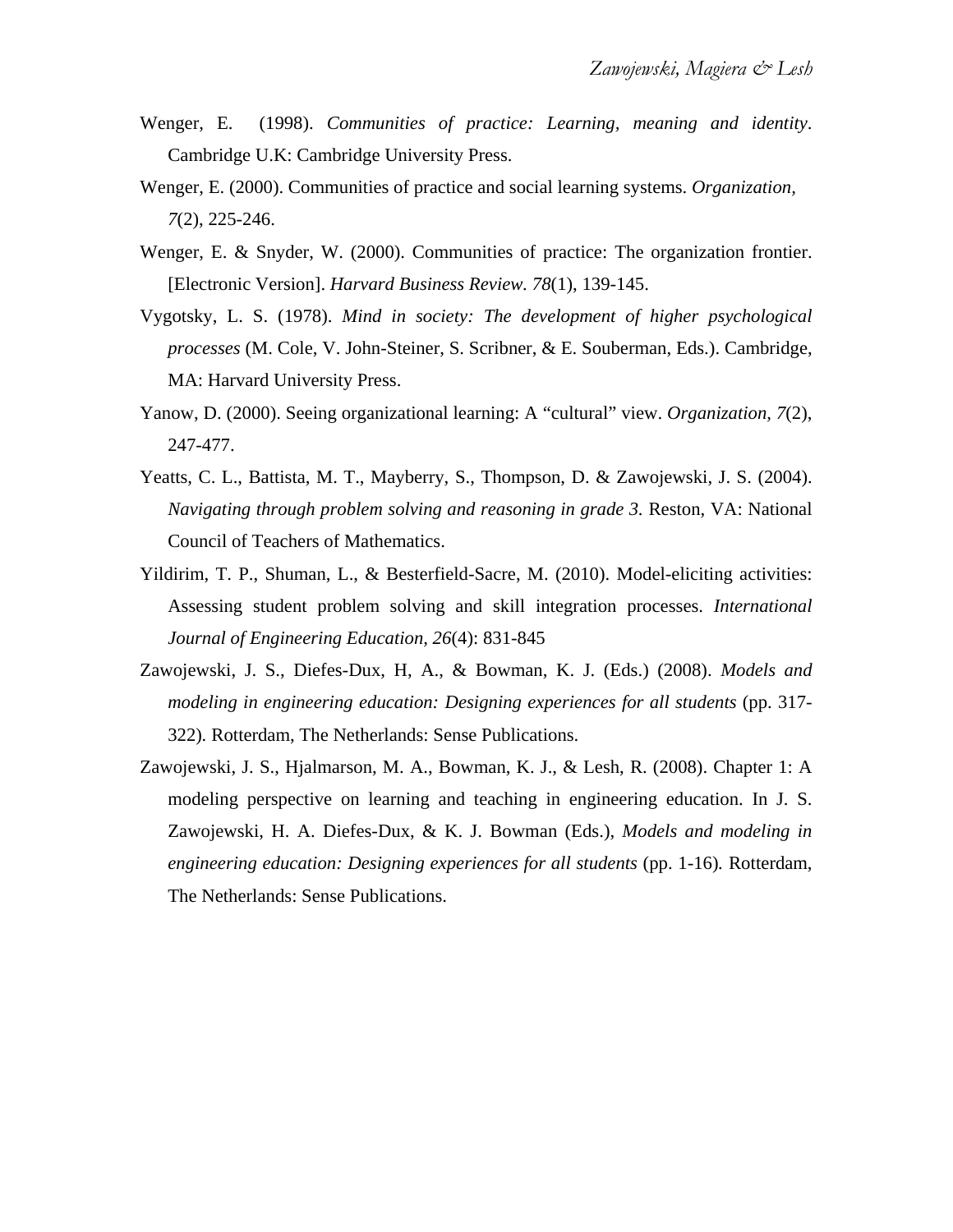Wenger, E. (1998). *Communities of practice: Learning, meaning and identity*. Cambridge U.K: Cambridge University Press.

Wenger, E. (2000). Communities of practice and social learning systems. *Organization, 7*(2), 225-246.

Wenger, E. & Snyder, W. (2000). Communities of practice: The organization frontier. [Electronic Version]. *Harvard Business Review. 78*(1), 139-145.

Vygotsky, L. S. (1978). *Mind in society: The development of higher psychological processes* (M. Cole, V. John-Steiner, S. Scribner, & E. Souberman, Eds.). Cambridge, MA: Harvard University Press.

Yanow, D. (2000). Seeing organizational learning: A "cultural" view. *Organization, 7*(2), 247-477.

Yeatts, C. L., Battista, M. T., Mayberry, S., Thompson, D. & Zawojewski, J. S. (2004). *Navigating through problem solving and reasoning in grade 3.* Reston, VA: National Council of Teachers of Mathematics.

Yildirim, T. P., Shuman, L., & Besterfield-Sacre, M. (2010). Model-eliciting activities: Assessing student problem solving and skill integration processes. *International Journal of Engineering Education, 26*(4): 831-845

Zawojewski, J. S., Diefes-Dux, H, A., & Bowman, K. J. (Eds.) (2008). *Models and modeling in engineering education: Designing experiences for all students* (pp. 317-322). Rotterdam, The Netherlands: Sense Publications.

Zawojewski, J. S., Hjalmarson, M. A., Bowman, K. J., & Lesh, R. (2008). Chapter 1: A modeling perspective on learning and teaching in engineering education. In J. S. Zawojewski, H. A. Diefes-Dux, & K. J. Bowman (Eds.), *Models and modeling in engineering education: Designing experiences for all students* (pp. 1-16). Rotterdam, The Netherlands: Sense Publications.